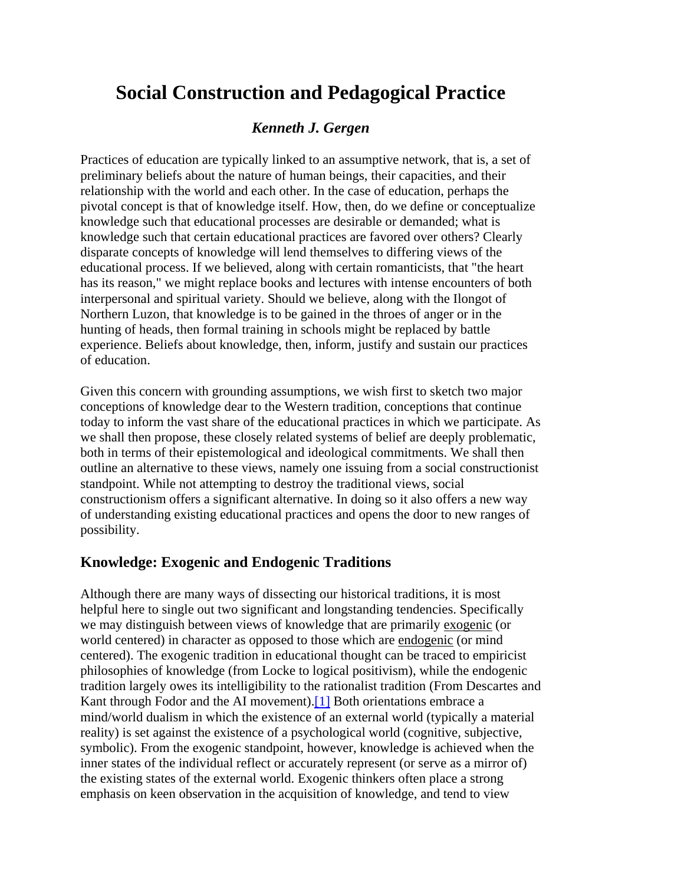# Social Construction and Pedagogical Practice

### *Kenneth J. Gergen*

Practices of education are typically linked to an assumptive network, that is, a set of preliminary beliefs about the nature of human beings, their capacities, and their relationship with the world and each other. In the case of education, perhaps the pivotal concept is that of knowledge itself. How, then, do we define or conceptualize knowledge such that educational processes are desirable or demanded; what is knowledge such that certain educational practices are favored over others? Clearly disparate concepts of knowledge will lend themselves to differing views of the educational process. If we believed, along with certain romanticists, that "the heart has its reason," we might replace books and lectures with intense encounters of both interpersonal and spiritual variety. Should we believe, along with the Ilongot of Northern Luzon, that knowledge is to be gained in the throes of anger or in the hunting of heads, then formal training in schools might be replaced by battle experience. Beliefs about knowledge, then, inform, justify and sustain our practices of education.

Given this concern with grounding assumptions, we wish first to sketch two major conceptions of knowledge dear to the Western tradition, conceptions that continue today to inform the vast share of the educational practices in which we participate. As we shall then propose, these closely related systems of belief are deeply problematic, both in terms of their epistemological and ideological commitments. We shall then outline an alternative to these views, namely one issuing from a social constructionist standpoint. While not attempting to destroy the traditional views, social constructionism offers a significant alternative. In doing so it also offers a new way of understanding existing educational practices and opens the door to new ranges of possibility.

## Knowledge: Exogenic and Endogenic Traditions

Although there are many ways of dissecting our historical traditions, it is most helpful here to single out two significant and longstanding tendencies. Specifically we may distinguish between views of knowledge that are primarily exogenic (or world centered) in character as opposed to those which are endogenic (or mind centered). The exogenic tradition in educational thought can be traced to empiricist philosophies of knowledge (from Locke to logical positivism), while the endogenic tradition largely owes its intelligibility to the rationalist tradition (From Descartes and Kant through Fodor and the AI movement).[1] Both orientations embrace a mind/world dualism in which the existence of an external world (typically a material reality) is set against the existence of a psychological world (cognitive, subjective, symbolic). From the exogenic standpoint, however, knowledge is achieved when the inner states of the individual reflect or accurately represent (or serve as a mirror of) the existing states of the external world. Exogenic thinkers often place a strong emphasis on keen observation in the acquisition of knowledge, and tend to view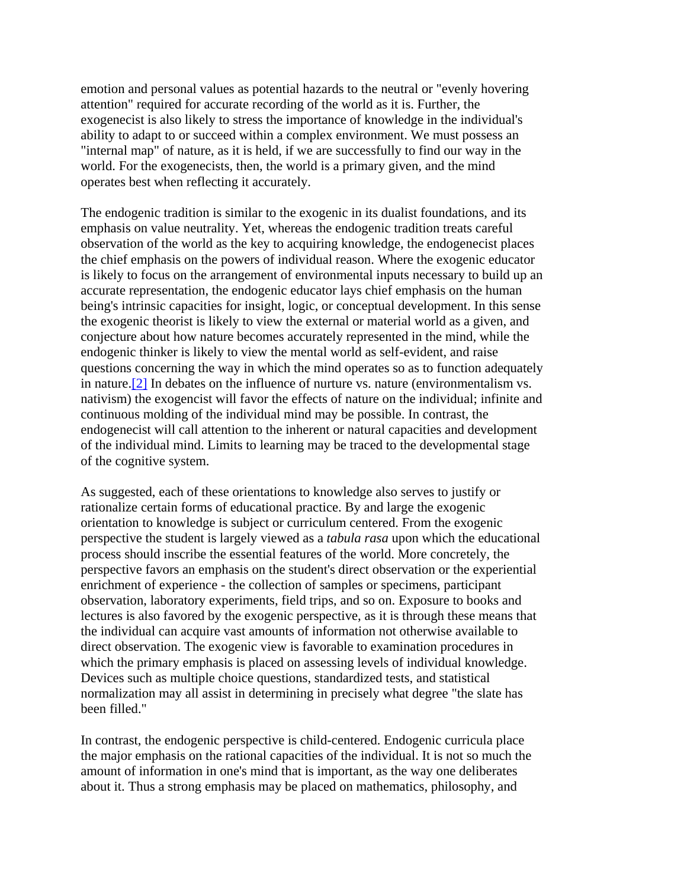emotion and personal values as potential hazards to the neutral or "evenly hovering attention" required for accurate recording of the world as it is. Further, the exogenecist is also likely to stress the importance of knowledge in the individual's ability to adapt to or succeed within a complex environment. We must possess an "internal map" of nature, as it is held, if we are successfully to find our way in the world. For the exogenecists, then, the world is a primary given, and the mind operates best when reflecting it accurately.

The endogenic tradition is similar to the exogenic in its dualist foundations, and its emphasis on value neutrality. Yet, whereas the endogenic tradition treats careful observation of the world as the key to acquiring knowledge, the endogenecist places the chief emphasis on the powers of individual reason. Where the exogenic educator is likely to focus on the arrangement of environmental inputs necessary to build up an accurate representation, the endogenic educator lays chief emphasis on the human being's intrinsic capacities for insight, logic, or conceptual development. In this sense the exogenic theorist is likely to view the external or material world as a given, and conjecture about how nature becomes accurately represented in the mind, while the endogenic thinker is likely to view the mental world as self-evident, and raise questions concerning the way in which the mind operates so as to function adequately in nature.[2] In debates on the influence of nurture vs. nature (environmentalism vs. nativism) the exogencist will favor the effects of nature on the individual; infinite and continuous molding of the individual mind may be possible. In contrast, the endogenecist will call attention to the inherent or natural capacities and development of the individual mind. Limits to learning may be traced to the developmental stage of the cognitive system.

As suggested, each of these orientations to knowledge also serves to justify or rationalize certain forms of educational practice. By and large the exogenic orientation to knowledge is subject or curriculum centered. From the exogenic perspective the student is largely viewed as a *tabula rasa* upon which the educational process should inscribe the essential features of the world. More concretely, the perspective favors an emphasis on the student's direct observation or the experiential enrichment of experience - the collection of samples or specimens, participant observation, laboratory experiments, field trips, and so on. Exposure to books and lectures is also favored by the exogenic perspective, as it is through these means that the individual can acquire vast amounts of information not otherwise available to direct observation. The exogenic view is favorable to examination procedures in which the primary emphasis is placed on assessing levels of individual knowledge. Devices such as multiple choice questions, standardized tests, and statistical normalization may all assist in determining in precisely what degree "the slate has been filled."

In contrast, the endogenic perspective is child-centered. Endogenic curricula place the major emphasis on the rational capacities of the individual. It is not so much the amount of information in one's mind that is important, as the way one deliberates about it. Thus a strong emphasis may be placed on mathematics, philosophy, and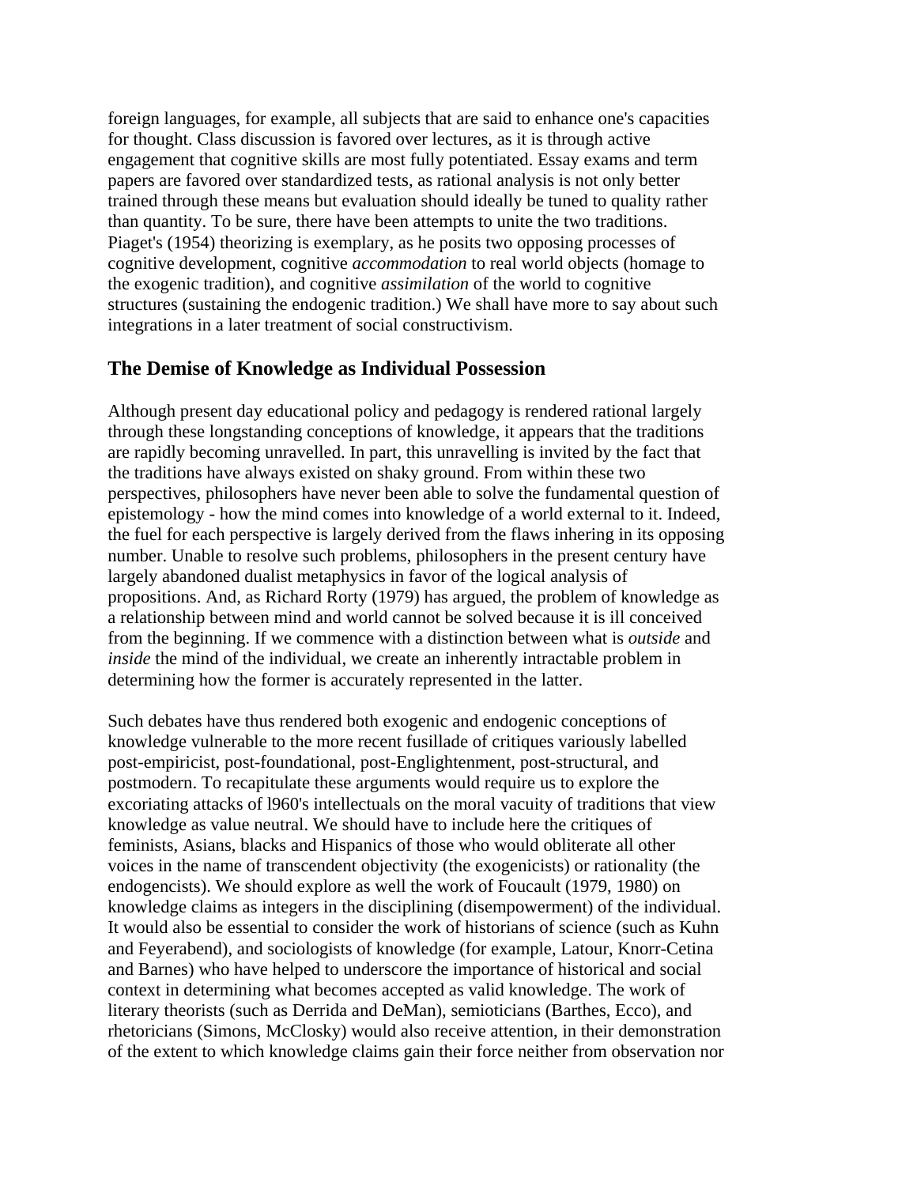foreign languages, for example, all subjects that are said to enhance one's capacities for thought. Class discussion is favored over lectures, as it is through active engagement that cognitive skills are most fully potentiated. Essay exams and term papers are favored over standardized tests, as rational analysis is not only better trained through these means but evaluation should ideally be tuned to quality rather than quantity. To be sure, there have been attempts to unite the two traditions. Piaget's (1954) theorizing is exemplary, as he posits two opposing processes of cognitive development, cognitive *accommodation* to real world objects (homage to the exogenic tradition), and cognitive *assimilation* of the world to cognitive structures (sustaining the endogenic tradition.) We shall have more to say about such integrations in a later treatment of social constructivism.

## The Demise of Knowledge as Individual Possession

Although present day educational policy and pedagogy is rendered rational largely through these longstanding conceptions of knowledge, it appears that the traditions are rapidly becoming unravelled. In part, this unravelling is invited by the fact that the traditions have always existed on shaky ground. From within these two perspectives, philosophers have never been able to solve the fundamental question of epistemology - how the mind comes into knowledge of a world external to it. Indeed, the fuel for each perspective is largely derived from the flaws inhering in its opposing number. Unable to resolve such problems, philosophers in the present century have largely abandoned dualist metaphysics in favor of the logical analysis of propositions. And, as Richard Rorty (1979) has argued, the problem of knowledge as a relationship between mind and world cannot be solved because it is ill conceived from the beginning. If we commence with a distinction between what is *outside* and *inside* the mind of the individual, we create an inherently intractable problem in determining how the former is accurately represented in the latter.

Such debates have thus rendered both exogenic and endogenic conceptions of knowledge vulnerable to the more recent fusillade of critiques variously labelled post-empiricist, post-foundational, post-Englightenment, post-structural, and postmodern. To recapitulate these arguments would require us to explore the excoriating attacks of l960's intellectuals on the moral vacuity of traditions that view knowledge as value neutral. We should have to include here the critiques of feminists, Asians, blacks and Hispanics of those who would obliterate all other voices in the name of transcendent objectivity (the exogenicists) or rationality (the endogencists). We should explore as well the work of Foucault (1979, 1980) on knowledge claims as integers in the disciplining (disempowerment) of the individual. It would also be essential to consider the work of historians of science (such as Kuhn and Feyerabend), and sociologists of knowledge (for example, Latour, Knorr-Cetina and Barnes) who have helped to underscore the importance of historical and social context in determining what becomes accepted as valid knowledge. The work of literary theorists (such as Derrida and DeMan), semioticians (Barthes, Ecco), and rhetoricians (Simons, McClosky) would also receive attention, in their demonstration of the extent to which knowledge claims gain their force neither from observation nor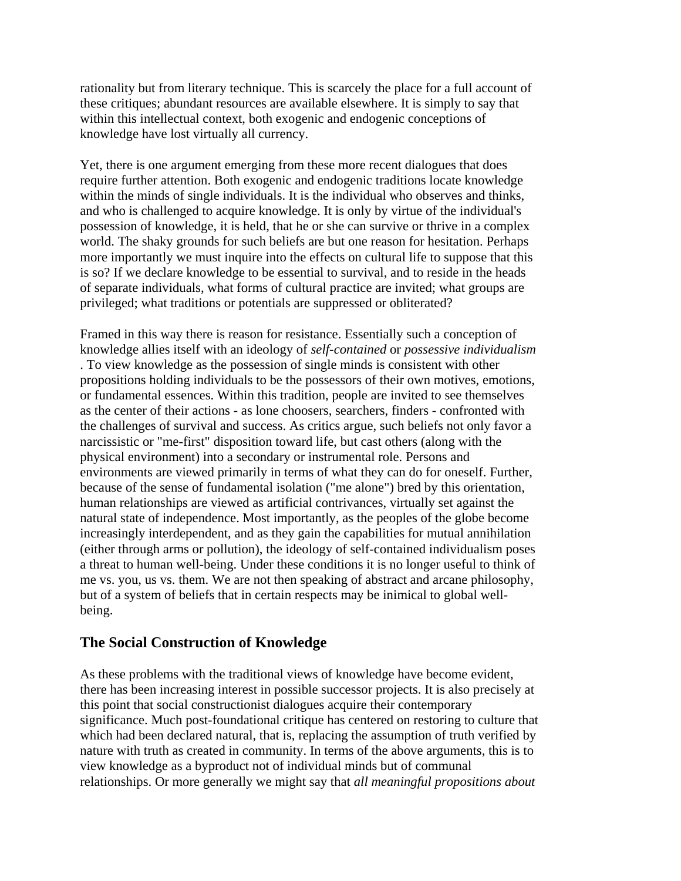rationality but from literary technique. This is scarcely the place for a full account of these critiques; abundant resources are available elsewhere. It is simply to say that within this intellectual context, both exogenic and endogenic conceptions of knowledge have lost virtually all currency.

Yet, there is one argument emerging from these more recent dialogues that does require further attention. Both exogenic and endogenic traditions locate knowledge within the minds of single individuals. It is the individual who observes and thinks, and who is challenged to acquire knowledge. It is only by virtue of the individual's possession of knowledge, it is held, that he or she can survive or thrive in a complex world. The shaky grounds for such beliefs are but one reason for hesitation. Perhaps more importantly we must inquire into the effects on cultural life to suppose that this is so? If we declare knowledge to be essential to survival, and to reside in the heads of separate individuals, what forms of cultural practice are invited; what groups are privileged; what traditions or potentials are suppressed or obliterated?

Framed in this way there is reason for resistance. Essentially such a conception of knowledge allies itself with an ideology of *self-contained* or *possessive individualism* . To view knowledge as the possession of single minds is consistent with other propositions holding individuals to be the possessors of their own motives, emotions, or fundamental essences. Within this tradition, people are invited to see themselves as the center of their actions - as lone choosers, searchers, finders - confronted with the challenges of survival and success. As critics argue, such beliefs not only favor a narcissistic or "me-first" disposition toward life, but cast others (along with the physical environment) into a secondary or instrumental role. Persons and environments are viewed primarily in terms of what they can do for oneself. Further, because of the sense of fundamental isolation ("me alone") bred by this orientation, human relationships are viewed as artificial contrivances, virtually set against the natural state of independence. Most importantly, as the peoples of the globe become increasingly interdependent, and as they gain the capabilities for mutual annihilation (either through arms or pollution), the ideology of self-contained individualism poses a threat to human well-being. Under these conditions it is no longer useful to think of me vs. you, us vs. them. We are not then speaking of abstract and arcane philosophy, but of a system of beliefs that in certain respects may be inimical to global well-being.

## The Social Construction of Knowledge

As these problems with the traditional views of knowledge have become evident, there has been increasing interest in possible successor projects. It is also precisely at this point that social constructionist dialogues acquire their contemporary significance. Much post-foundational critique has centered on restoring to culture that which had been declared natural, that is, replacing the assumption of truth verified by nature with truth as created in community. In terms of the above arguments, this is to view knowledge as a byproduct not of individual minds but of communal relationships. Or more generally we might say that *all meaningful propositions about*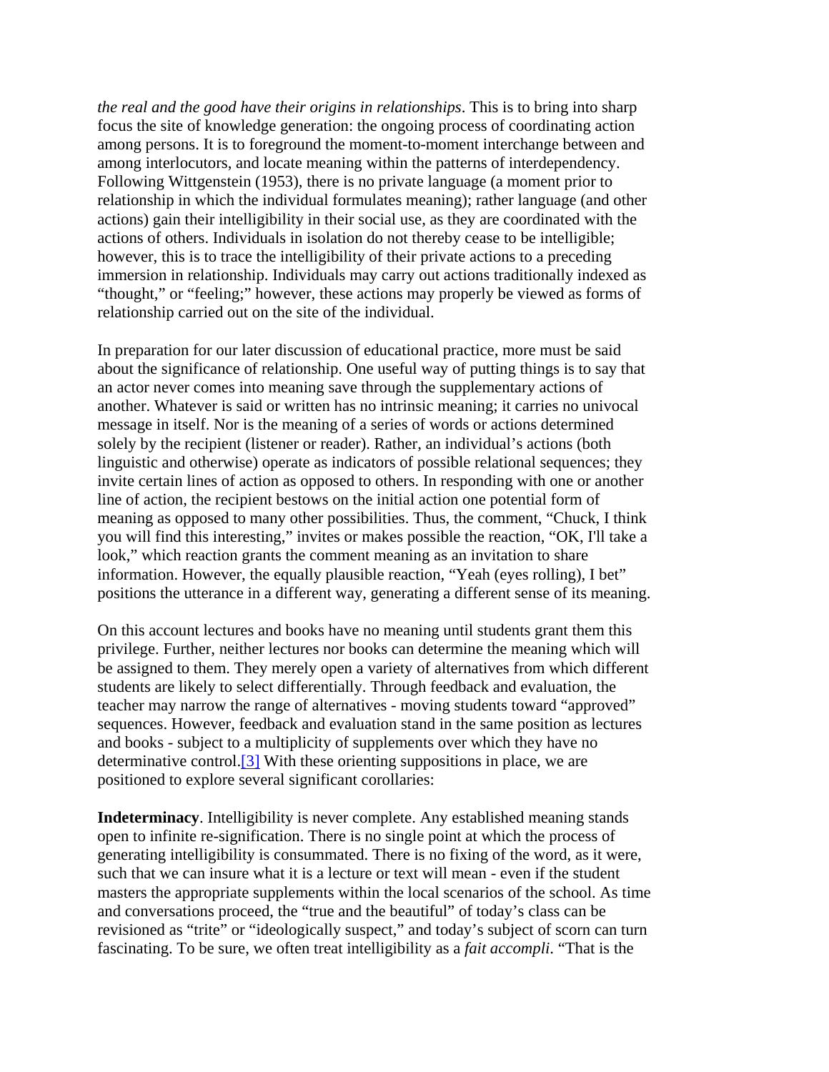*the real and the good have their origins in relationships*. This is to bring into sharp focus the site of knowledge generation: the ongoing process of coordinating action among persons. It is to foreground the moment-to-moment interchange between and among interlocutors, and locate meaning within the patterns of interdependency. Following Wittgenstein (1953), there is no private language (a moment prior to relationship in which the individual formulates meaning); rather language (and other actions) gain their intelligibility in their social use, as they are coordinated with the actions of others. Individuals in isolation do not thereby cease to be intelligible; however, this is to trace the intelligibility of their private actions to a preceding immersion in relationship. Individuals may carry out actions traditionally indexed as "thought," or "feeling;" however, these actions may properly be viewed as forms of relationship carried out on the site of the individual.

In preparation for our later discussion of educational practice, more must be said about the significance of relationship. One useful way of putting things is to say that an actor never comes into meaning save through the supplementary actions of another. Whatever is said or written has no intrinsic meaning; it carries no univocal message in itself. Nor is the meaning of a series of words or actions determined solely by the recipient (listener or reader). Rather, an individual's actions (both linguistic and otherwise) operate as indicators of possible relational sequences; they invite certain lines of action as opposed to others. In responding with one or another line of action, the recipient bestows on the initial action one potential form of meaning as opposed to many other possibilities. Thus, the comment, "Chuck, I think you will find this interesting," invites or makes possible the reaction, "OK, I'll take a look," which reaction grants the comment meaning as an invitation to share information. However, the equally plausible reaction, "Yeah (eyes rolling), I bet" positions the utterance in a different way, generating a different sense of its meaning.

On this account lectures and books have no meaning until students grant them this privilege. Further, neither lectures nor books can determine the meaning which will be assigned to them. They merely open a variety of alternatives from which different students are likely to select differentially. Through feedback and evaluation, the teacher may narrow the range of alternatives - moving students toward "approved" sequences. However, feedback and evaluation stand in the same position as lectures and books - subject to a multiplicity of supplements over which they have no determinative control.[3] With these orienting suppositions in place, we are positioned to explore several significant corollaries:

**Indeterminacy**. Intelligibility is never complete. Any established meaning stands open to infinite re-signification. There is no single point at which the process of generating intelligibility is consummated. There is no fixing of the word, as it were, such that we can insure what it is a lecture or text will mean - even if the student masters the appropriate supplements within the local scenarios of the school. As time and conversations proceed, the "true and the beautiful" of today's class can be revisioned as "trite" or "ideologically suspect," and today's subject of scorn can turn fascinating. To be sure, we often treat intelligibility as a *fait accompli*. "That is the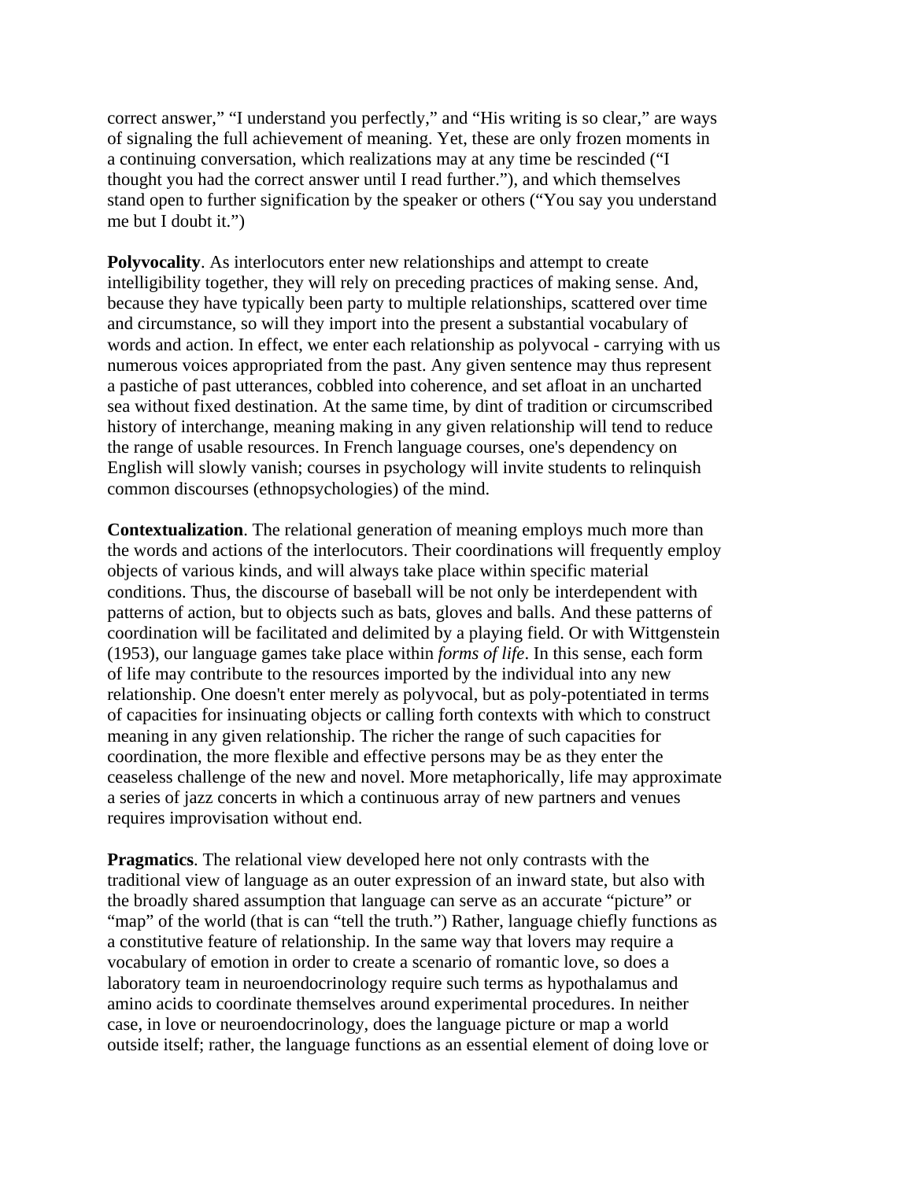correct answer," "I understand you perfectly," and "His writing is so clear," are ways of signaling the full achievement of meaning. Yet, these are only frozen moments in a continuing conversation, which realizations may at any time be rescinded ("I thought you had the correct answer until I read further."), and which themselves stand open to further signification by the speaker or others ("You say you understand me but I doubt it.")

**Polyvocality**. As interlocutors enter new relationships and attempt to create intelligibility together, they will rely on preceding practices of making sense. And, because they have typically been party to multiple relationships, scattered over time and circumstance, so will they import into the present a substantial vocabulary of words and action. In effect, we enter each relationship as polyvocal - carrying with us numerous voices appropriated from the past. Any given sentence may thus represent a pastiche of past utterances, cobbled into coherence, and set afloat in an uncharted sea without fixed destination. At the same time, by dint of tradition or circumscribed history of interchange, meaning making in any given relationship will tend to reduce the range of usable resources. In French language courses, one's dependency on English will slowly vanish; courses in psychology will invite students to relinquish common discourses (ethnopsychologies) of the mind.

**Contextualization**. The relational generation of meaning employs much more than the words and actions of the interlocutors. Their coordinations will frequently employ objects of various kinds, and will always take place within specific material conditions. Thus, the discourse of baseball will be not only be interdependent with patterns of action, but to objects such as bats, gloves and balls. And these patterns of coordination will be facilitated and delimited by a playing field. Or with Wittgenstein (1953), our language games take place within *forms of life*. In this sense, each form of life may contribute to the resources imported by the individual into any new relationship. One doesn't enter merely as polyvocal, but as poly-potentiated in terms of capacities for insinuating objects or calling forth contexts with which to construct meaning in any given relationship. The richer the range of such capacities for coordination, the more flexible and effective persons may be as they enter the ceaseless challenge of the new and novel. More metaphorically, life may approximate a series of jazz concerts in which a continuous array of new partners and venues requires improvisation without end.

**Pragmatics**. The relational view developed here not only contrasts with the traditional view of language as an outer expression of an inward state, but also with the broadly shared assumption that language can serve as an accurate "picture" or "map" of the world (that is can "tell the truth.") Rather, language chiefly functions as a constitutive feature of relationship. In the same way that lovers may require a vocabulary of emotion in order to create a scenario of romantic love, so does a laboratory team in neuroendocrinology require such terms as hypothalamus and amino acids to coordinate themselves around experimental procedures. In neither case, in love or neuroendocrinology, does the language picture or map a world outside itself; rather, the language functions as an essential element of doing love or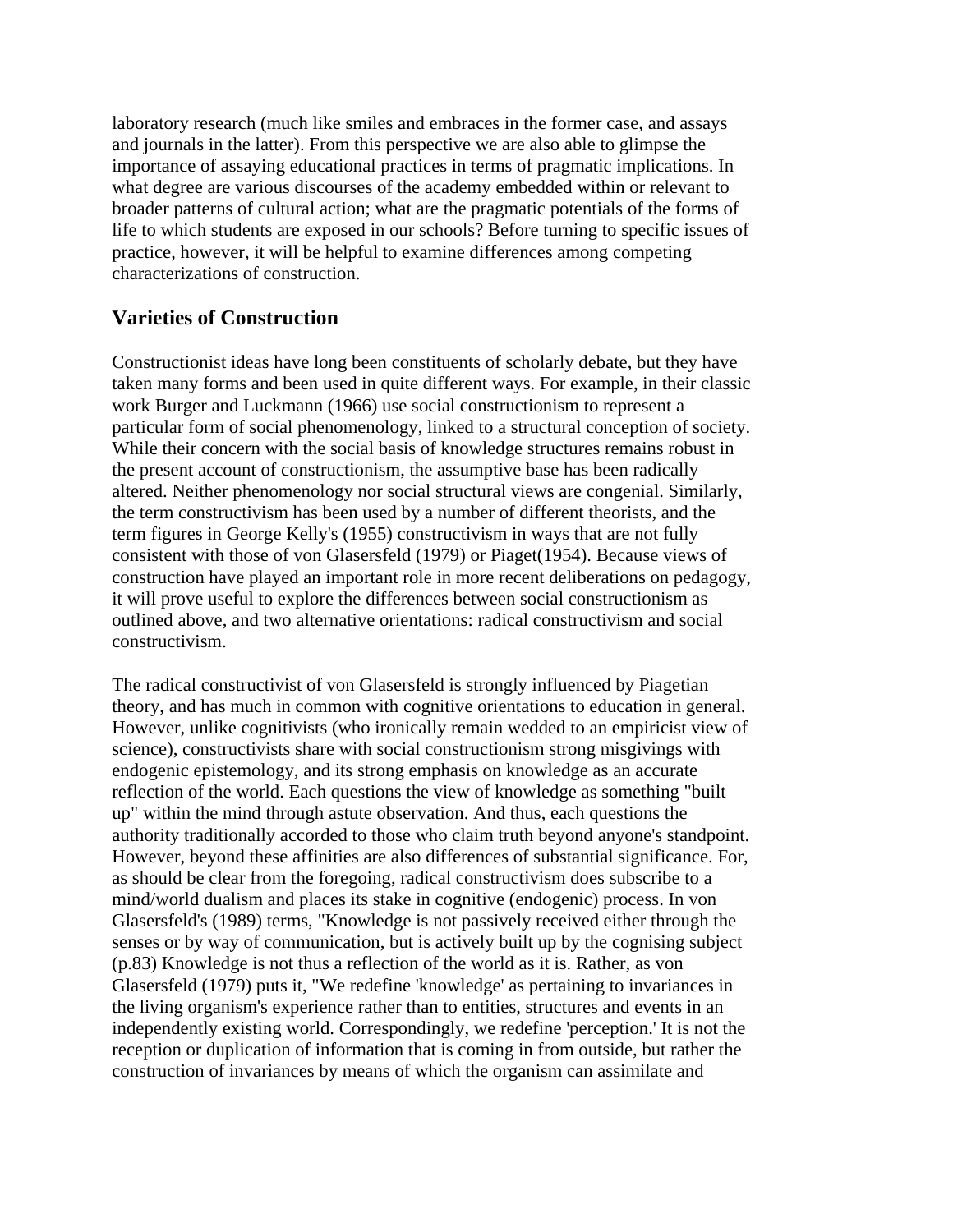laboratory research (much like smiles and embraces in the former case, and assays and journals in the latter). From this perspective we are also able to glimpse the importance of assaying educational practices in terms of pragmatic implications. In what degree are various discourses of the academy embedded within or relevant to broader patterns of cultural action; what are the pragmatic potentials of the forms of life to which students are exposed in our schools? Before turning to specific issues of practice, however, it will be helpful to examine differences among competing characterizations of construction.

## Varieties of Construction

Constructionist ideas have long been constituents of scholarly debate, but they have taken many forms and been used in quite different ways. For example, in their classic work Burger and Luckmann (1966) use social constructionism to represent a particular form of social phenomenology, linked to a structural conception of society. While their concern with the social basis of knowledge structures remains robust in the present account of constructionism, the assumptive base has been radically altered. Neither phenomenology nor social structural views are congenial. Similarly, the term constructivism has been used by a number of different theorists, and the term figures in George Kelly's (1955) constructivism in ways that are not fully consistent with those of von Glasersfeld (1979) or Piaget(1954). Because views of construction have played an important role in more recent deliberations on pedagogy, it will prove useful to explore the differences between social constructionism as outlined above, and two alternative orientations: radical constructivism and social constructivism.

The radical constructivist of von Glasersfeld is strongly influenced by Piagetian theory, and has much in common with cognitive orientations to education in general. However, unlike cognitivists (who ironically remain wedded to an empiricist view of science), constructivists share with social constructionism strong misgivings with endogenic epistemology, and its strong emphasis on knowledge as an accurate reflection of the world. Each questions the view of knowledge as something "built up" within the mind through astute observation. And thus, each questions the authority traditionally accorded to those who claim truth beyond anyone's standpoint. However, beyond these affinities are also differences of substantial significance. For, as should be clear from the foregoing, radical constructivism does subscribe to a mind/world dualism and places its stake in cognitive (endogenic) process. In von Glasersfeld's (1989) terms, "Knowledge is not passively received either through the senses or by way of communication, but is actively built up by the cognising subject (p.83) Knowledge is not thus a reflection of the world as it is. Rather, as von Glasersfeld (1979) puts it, "We redefine 'knowledge' as pertaining to invariances in the living organism's experience rather than to entities, structures and events in an independently existing world. Correspondingly, we redefine 'perception.' It is not the reception or duplication of information that is coming in from outside, but rather the construction of invariances by means of which the organism can assimilate and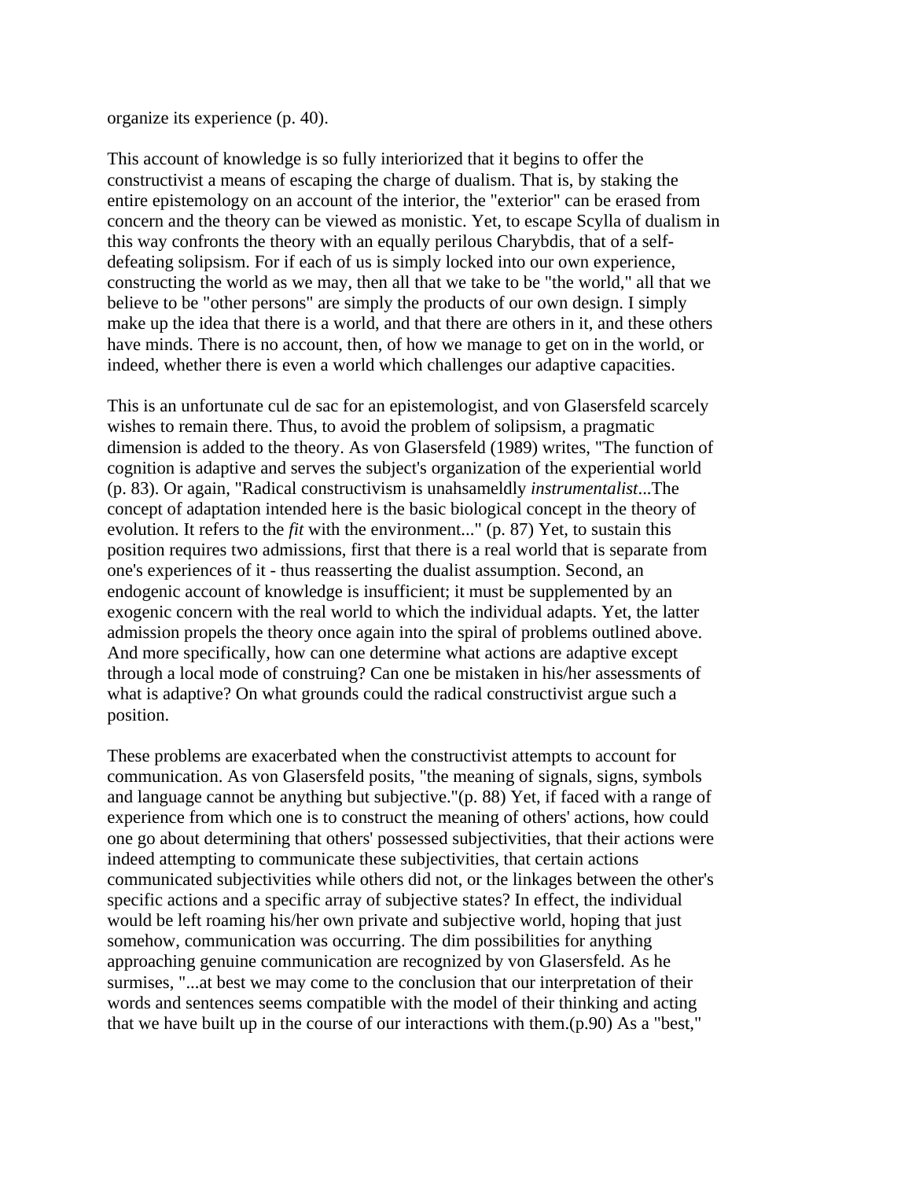organize its experience (p. 40).

This account of knowledge is so fully interiorized that it begins to offer the constructivist a means of escaping the charge of dualism. That is, by staking the entire epistemology on an account of the interior, the "exterior" can be erased from concern and the theory can be viewed as monistic. Yet, to escape Scylla of dualism in this way confronts the theory with an equally perilous Charybdis, that of a self-defeating solipsism. For if each of us is simply locked into our own experience, constructing the world as we may, then all that we take to be "the world," all that we believe to be "other persons" are simply the products of our own design. I simply make up the idea that there is a world, and that there are others in it, and these others have minds. There is no account, then, of how we manage to get on in the world, or indeed, whether there is even a world which challenges our adaptive capacities.

This is an unfortunate cul de sac for an epistemologist, and von Glasersfeld scarcely wishes to remain there. Thus, to avoid the problem of solipsism, a pragmatic dimension is added to the theory. As von Glasersfeld (1989) writes, "The function of cognition is adaptive and serves the subject's organization of the experiential world (p. 83). Or again, "Radical constructivism is unahsameldly *instrumentalist*...The concept of adaptation intended here is the basic biological concept in the theory of evolution. It refers to the *fit* with the environment..." (p. 87) Yet, to sustain this position requires two admissions, first that there is a real world that is separate from one's experiences of it - thus reasserting the dualist assumption. Second, an endogenic account of knowledge is insufficient; it must be supplemented by an exogenic concern with the real world to which the individual adapts. Yet, the latter admission propels the theory once again into the spiral of problems outlined above. And more specifically, how can one determine what actions are adaptive except through a local mode of construing? Can one be mistaken in his/her assessments of what is adaptive? On what grounds could the radical constructivist argue such a position.

These problems are exacerbated when the constructivist attempts to account for communication. As von Glasersfeld posits, "the meaning of signals, signs, symbols and language cannot be anything but subjective."(p. 88) Yet, if faced with a range of experience from which one is to construct the meaning of others' actions, how could one go about determining that others' possessed subjectivities, that their actions were indeed attempting to communicate these subjectivities, that certain actions communicated subjectivities while others did not, or the linkages between the other's specific actions and a specific array of subjective states? In effect, the individual would be left roaming his/her own private and subjective world, hoping that just somehow, communication was occurring. The dim possibilities for anything approaching genuine communication are recognized by von Glasersfeld. As he surmises, "...at best we may come to the conclusion that our interpretation of their words and sentences seems compatible with the model of their thinking and acting that we have built up in the course of our interactions with them.(p.90) As a "best,"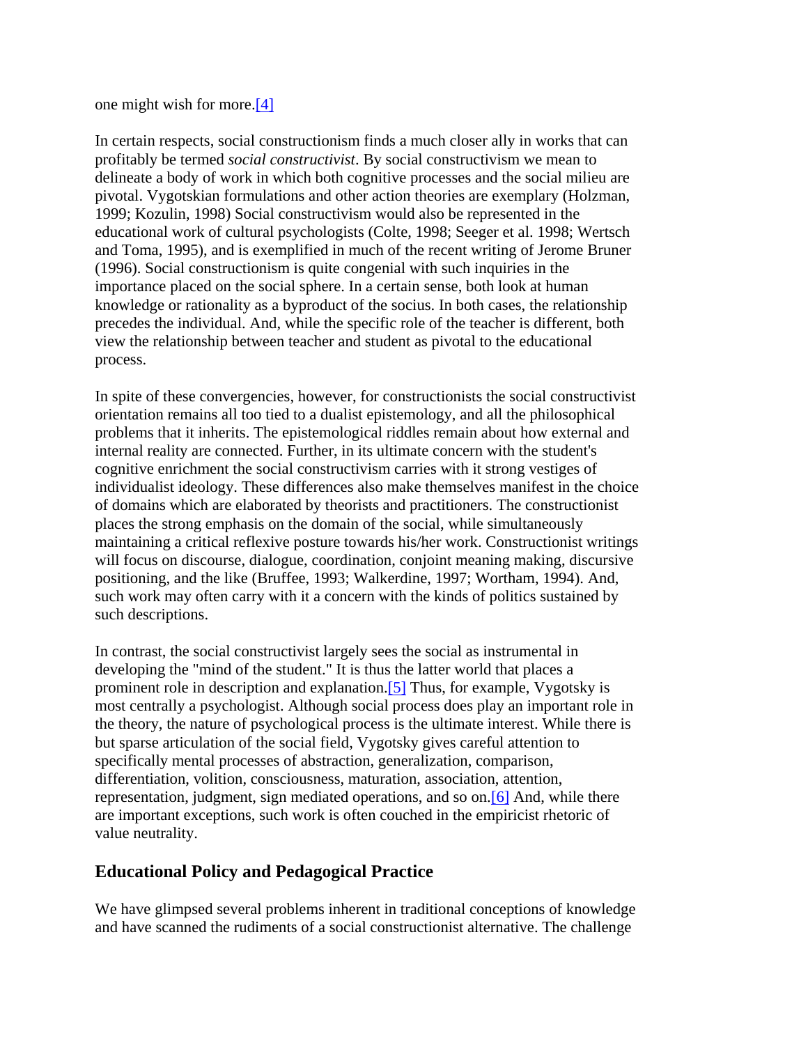one might wish for more.[4]

In certain respects, social constructionism finds a much closer ally in works that can profitably be termed *social constructivist*. By social constructivism we mean to delineate a body of work in which both cognitive processes and the social milieu are pivotal. Vygotskian formulations and other action theories are exemplary (Holzman, 1999; Kozulin, 1998) Social constructivism would also be represented in the educational work of cultural psychologists (Colte, 1998; Seeger et al. 1998; Wertsch and Toma, 1995), and is exemplified in much of the recent writing of Jerome Bruner (1996). Social constructionism is quite congenial with such inquiries in the importance placed on the social sphere. In a certain sense, both look at human knowledge or rationality as a byproduct of the socius. In both cases, the relationship precedes the individual. And, while the specific role of the teacher is different, both view the relationship between teacher and student as pivotal to the educational process.

In spite of these convergencies, however, for constructionists the social constructivist orientation remains all too tied to a dualist epistemology, and all the philosophical problems that it inherits. The epistemological riddles remain about how external and internal reality are connected. Further, in its ultimate concern with the student's cognitive enrichment the social constructivism carries with it strong vestiges of individualist ideology. These differences also make themselves manifest in the choice of domains which are elaborated by theorists and practitioners. The constructionist places the strong emphasis on the domain of the social, while simultaneously maintaining a critical reflexive posture towards his/her work. Constructionist writings will focus on discourse, dialogue, coordination, conjoint meaning making, discursive positioning, and the like (Bruffee, 1993; Walkerdine, 1997; Wortham, 1994). And, such work may often carry with it a concern with the kinds of politics sustained by such descriptions.

In contrast, the social constructivist largely sees the social as instrumental in developing the "mind of the student." It is thus the latter world that places a prominent role in description and explanation.[5] Thus, for example, Vygotsky is most centrally a psychologist. Although social process does play an important role in the theory, the nature of psychological process is the ultimate interest. While there is but sparse articulation of the social field, Vygotsky gives careful attention to specifically mental processes of abstraction, generalization, comparison, differentiation, volition, consciousness, maturation, association, attention, representation, judgment, sign mediated operations, and so on.[6] And, while there are important exceptions, such work is often couched in the empiricist rhetoric of value neutrality.

## Educational Policy and Pedagogical Practice

We have glimpsed several problems inherent in traditional conceptions of knowledge and have scanned the rudiments of a social constructionist alternative. The challenge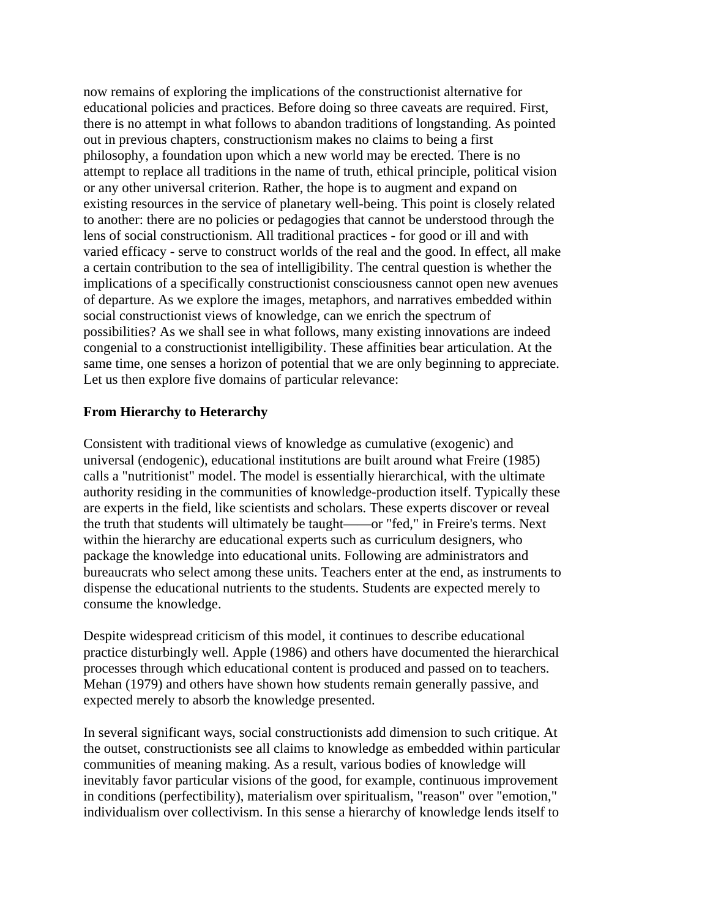now remains of exploring the implications of the constructionist alternative for educational policies and practices. Before doing so three caveats are required. First, there is no attempt in what follows to abandon traditions of longstanding. As pointed out in previous chapters, constructionism makes no claims to being a first philosophy, a foundation upon which a new world may be erected. There is no attempt to replace all traditions in the name of truth, ethical principle, political vision or any other universal criterion. Rather, the hope is to augment and expand on existing resources in the service of planetary well-being. This point is closely related to another: there are no policies or pedagogies that cannot be understood through the lens of social constructionism. All traditional practices - for good or ill and with varied efficacy - serve to construct worlds of the real and the good. In effect, all make a certain contribution to the sea of intelligibility. The central question is whether the implications of a specifically constructionist consciousness cannot open new avenues of departure. As we explore the images, metaphors, and narratives embedded within social constructionist views of knowledge, can we enrich the spectrum of possibilities? As we shall see in what follows, many existing innovations are indeed congenial to a constructionist intelligibility. These affinities bear articulation. At the same time, one senses a horizon of potential that we are only beginning to appreciate. Let us then explore five domains of particular relevance:

**From Hierarchy to Heterarchy**

Consistent with traditional views of knowledge as cumulative (exogenic) and universal (endogenic), educational institutions are built around what Freire (1985) calls a "nutritionist" model. The model is essentially hierarchical, with the ultimate authority residing in the communities of knowledge-production itself. Typically these are experts in the field, like scientists and scholars. These experts discover or reveal the truth that students will ultimately be taught——or "fed," in Freire's terms. Next within the hierarchy are educational experts such as curriculum designers, who package the knowledge into educational units. Following are administrators and bureaucrats who select among these units. Teachers enter at the end, as instruments to dispense the educational nutrients to the students. Students are expected merely to consume the knowledge.

Despite widespread criticism of this model, it continues to describe educational practice disturbingly well. Apple (1986) and others have documented the hierarchical processes through which educational content is produced and passed on to teachers. Mehan (1979) and others have shown how students remain generally passive, and expected merely to absorb the knowledge presented.

In several significant ways, social constructionists add dimension to such critique. At the outset, constructionists see all claims to knowledge as embedded within particular communities of meaning making. As a result, various bodies of knowledge will inevitably favor particular visions of the good, for example, continuous improvement in conditions (perfectibility), materialism over spiritualism, "reason" over "emotion," individualism over collectivism. In this sense a hierarchy of knowledge lends itself to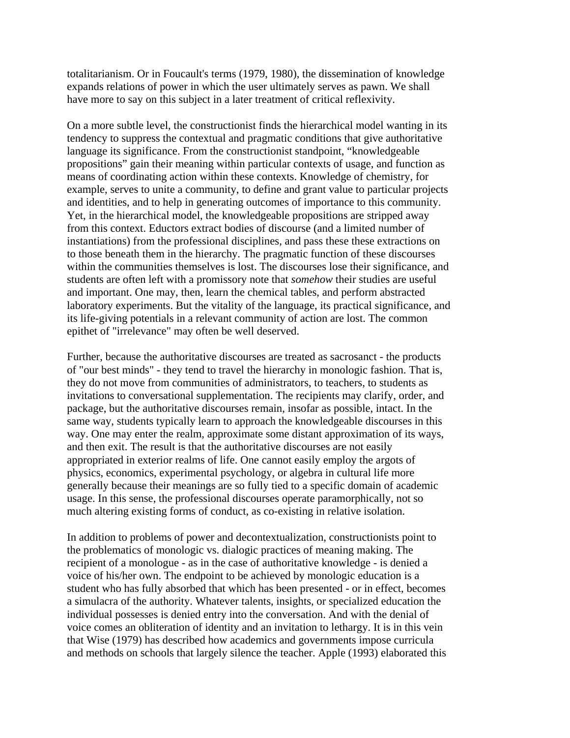totalitarianism. Or in Foucault's terms (1979, 1980), the dissemination of knowledge expands relations of power in which the user ultimately serves as pawn. We shall have more to say on this subject in a later treatment of critical reflexivity.

On a more subtle level, the constructionist finds the hierarchical model wanting in its tendency to suppress the contextual and pragmatic conditions that give authoritative language its significance. From the constructionist standpoint, "knowledgeable propositions" gain their meaning within particular contexts of usage, and function as means of coordinating action within these contexts. Knowledge of chemistry, for example, serves to unite a community, to define and grant value to particular projects and identities, and to help in generating outcomes of importance to this community. Yet, in the hierarchical model, the knowledgeable propositions are stripped away from this context. Eductors extract bodies of discourse (and a limited number of instantiations) from the professional disciplines, and pass these these extractions on to those beneath them in the hierarchy. The pragmatic function of these discourses within the communities themselves is lost. The discourses lose their significance, and students are often left with a promissory note that *somehow* their studies are useful and important. One may, then, learn the chemical tables, and perform abstracted laboratory experiments. But the vitality of the language, its practical significance, and its life-giving potentials in a relevant community of action are lost. The common epithet of "irrelevance" may often be well deserved.

Further, because the authoritative discourses are treated as sacrosanct - the products of "our best minds" - they tend to travel the hierarchy in monologic fashion. That is, they do not move from communities of administrators, to teachers, to students as invitations to conversational supplementation. The recipients may clarify, order, and package, but the authoritative discourses remain, insofar as possible, intact. In the same way, students typically learn to approach the knowledgeable discourses in this way. One may enter the realm, approximate some distant approximation of its ways, and then exit. The result is that the authoritative discourses are not easily appropriated in exterior realms of life. One cannot easily employ the argots of physics, economics, experimental psychology, or algebra in cultural life more generally because their meanings are so fully tied to a specific domain of academic usage. In this sense, the professional discourses operate paramorphically, not so much altering existing forms of conduct, as co-existing in relative isolation.

In addition to problems of power and decontextualization, constructionists point to the problematics of monologic vs. dialogic practices of meaning making. The recipient of a monologue - as in the case of authoritative knowledge - is denied a voice of his/her own. The endpoint to be achieved by monologic education is a student who has fully absorbed that which has been presented - or in effect, becomes a simulacra of the authority. Whatever talents, insights, or specialized education the individual possesses is denied entry into the conversation. And with the denial of voice comes an obliteration of identity and an invitation to lethargy. It is in this vein that Wise (1979) has described how academics and governments impose curricula and methods on schools that largely silence the teacher. Apple (1993) elaborated this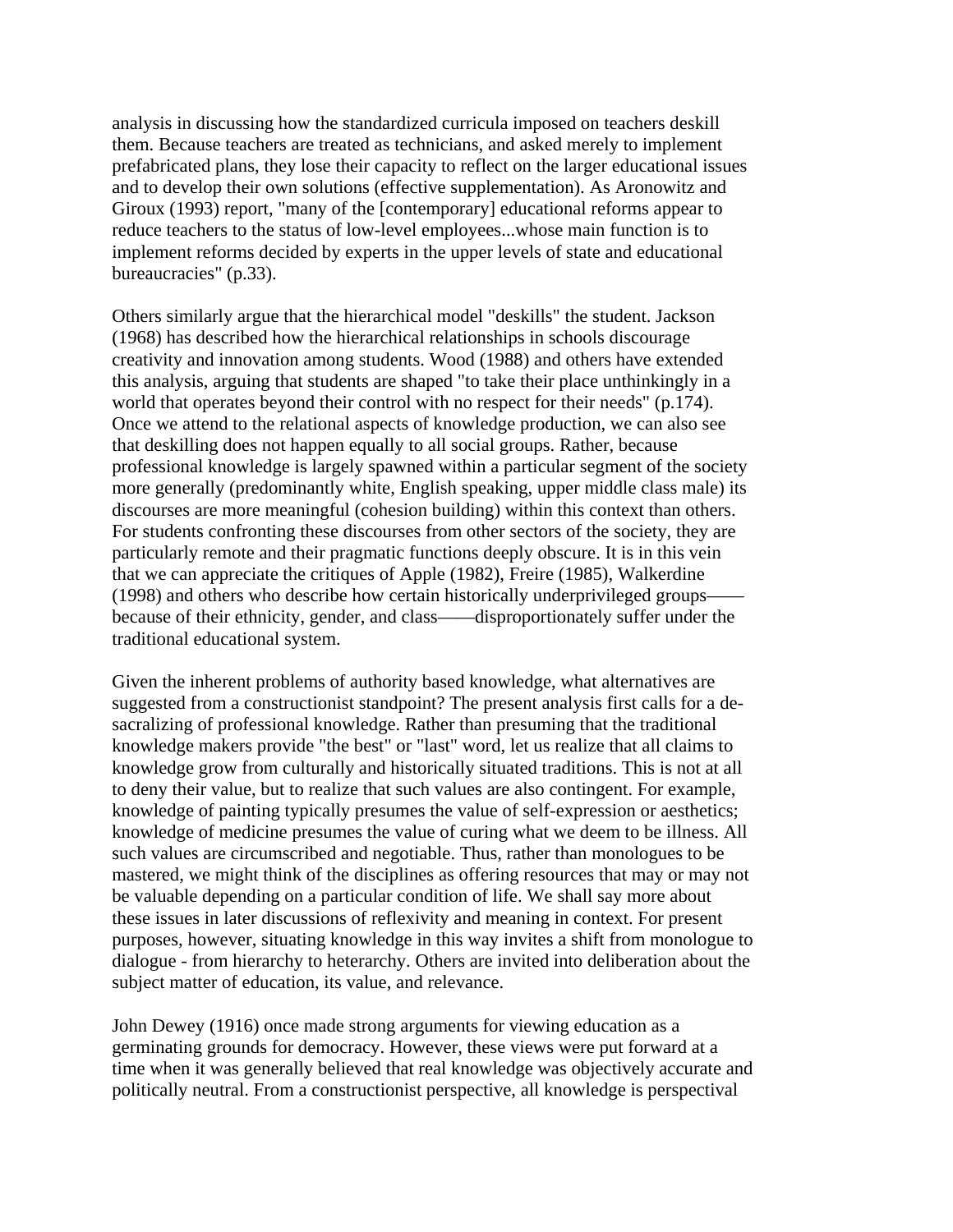analysis in discussing how the standardized curricula imposed on teachers deskill them. Because teachers are treated as technicians, and asked merely to implement prefabricated plans, they lose their capacity to reflect on the larger educational issues and to develop their own solutions (effective supplementation). As Aronowitz and Giroux (1993) report, "many of the [contemporary] educational reforms appear to reduce teachers to the status of low-level employees...whose main function is to implement reforms decided by experts in the upper levels of state and educational bureaucracies" (p.33).

Others similarly argue that the hierarchical model "deskills" the student. Jackson (1968) has described how the hierarchical relationships in schools discourage creativity and innovation among students. Wood (1988) and others have extended this analysis, arguing that students are shaped "to take their place unthinkingly in a world that operates beyond their control with no respect for their needs" (p.174). Once we attend to the relational aspects of knowledge production, we can also see that deskilling does not happen equally to all social groups. Rather, because professional knowledge is largely spawned within a particular segment of the society more generally (predominantly white, English speaking, upper middle class male) its discourses are more meaningful (cohesion building) within this context than others. For students confronting these discourses from other sectors of the society, they are particularly remote and their pragmatic functions deeply obscure. It is in this vein that we can appreciate the critiques of Apple (1982), Freire (1985), Walkerdine (1998) and others who describe how certain historically underprivileged groups——because of their ethnicity, gender, and class——disproportionately suffer under the traditional educational system.

Given the inherent problems of authority based knowledge, what alternatives are suggested from a constructionist standpoint? The present analysis first calls for a de-sacralizing of professional knowledge. Rather than presuming that the traditional knowledge makers provide "the best" or "last" word, let us realize that all claims to knowledge grow from culturally and historically situated traditions. This is not at all to deny their value, but to realize that such values are also contingent. For example, knowledge of painting typically presumes the value of self-expression or aesthetics; knowledge of medicine presumes the value of curing what we deem to be illness. All such values are circumscribed and negotiable. Thus, rather than monologues to be mastered, we might think of the disciplines as offering resources that may or may not be valuable depending on a particular condition of life. We shall say more about these issues in later discussions of reflexivity and meaning in context. For present purposes, however, situating knowledge in this way invites a shift from monologue to dialogue - from hierarchy to heterarchy. Others are invited into deliberation about the subject matter of education, its value, and relevance.

John Dewey (1916) once made strong arguments for viewing education as a germinating grounds for democracy. However, these views were put forward at a time when it was generally believed that real knowledge was objectively accurate and politically neutral. From a constructionist perspective, all knowledge is perspectival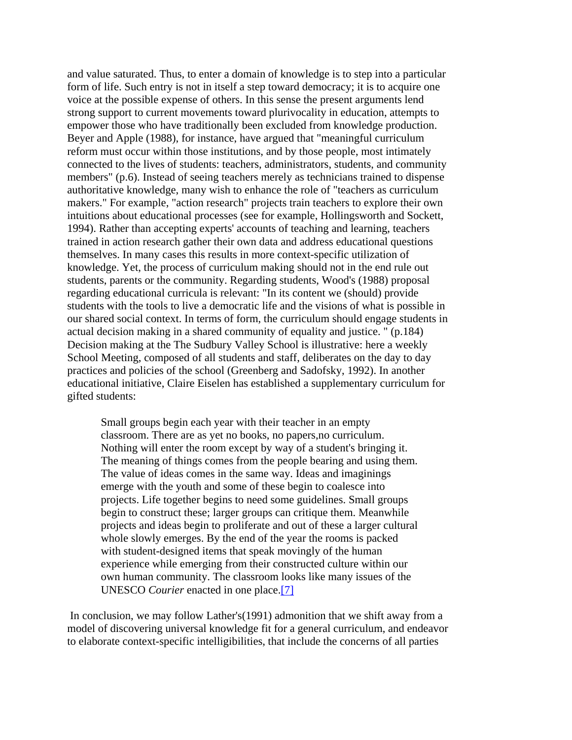and value saturated. Thus, to enter a domain of knowledge is to step into a particular form of life. Such entry is not in itself a step toward democracy; it is to acquire one voice at the possible expense of others. In this sense the present arguments lend strong support to current movements toward plurivocality in education, attempts to empower those who have traditionally been excluded from knowledge production. Beyer and Apple (1988), for instance, have argued that "meaningful curriculum reform must occur within those institutions, and by those people, most intimately connected to the lives of students: teachers, administrators, students, and community members" (p.6). Instead of seeing teachers merely as technicians trained to dispense authoritative knowledge, many wish to enhance the role of "teachers as curriculum makers." For example, "action research" projects train teachers to explore their own intuitions about educational processes (see for example, Hollingsworth and Sockett, 1994). Rather than accepting experts' accounts of teaching and learning, teachers trained in action research gather their own data and address educational questions themselves. In many cases this results in more context-specific utilization of knowledge. Yet, the process of curriculum making should not in the end rule out students, parents or the community. Regarding students, Wood's (1988) proposal regarding educational curricula is relevant: "In its content we (should) provide students with the tools to live a democratic life and the visions of what is possible in our shared social context. In terms of form, the curriculum should engage students in actual decision making in a shared community of equality and justice. " (p.184) Decision making at the The Sudbury Valley School is illustrative: here a weekly School Meeting, composed of all students and staff, deliberates on the day to day practices and policies of the school (Greenberg and Sadofsky, 1992). In another educational initiative, Claire Eiselen has established a supplementary curriculum for gifted students:

> Small groups begin each year with their teacher in an empty classroom. There are as yet no books, no papers,no curriculum. Nothing will enter the room except by way of a student's bringing it. The meaning of things comes from the people bearing and using them. The value of ideas comes in the same way. Ideas and imaginings emerge with the youth and some of these begin to coalesce into projects. Life together begins to need some guidelines. Small groups begin to construct these; larger groups can critique them. Meanwhile projects and ideas begin to proliferate and out of these a larger cultural whole slowly emerges. By the end of the year the rooms is packed with student-designed items that speak movingly of the human experience while emerging from their constructed culture within our own human community. The classroom looks like many issues of the UNESCO *Courier* enacted in one place.[7]

In conclusion, we may follow Lather's(1991) admonition that we shift away from a model of discovering universal knowledge fit for a general curriculum, and endeavor to elaborate context-specific intelligibilities, that include the concerns of all parties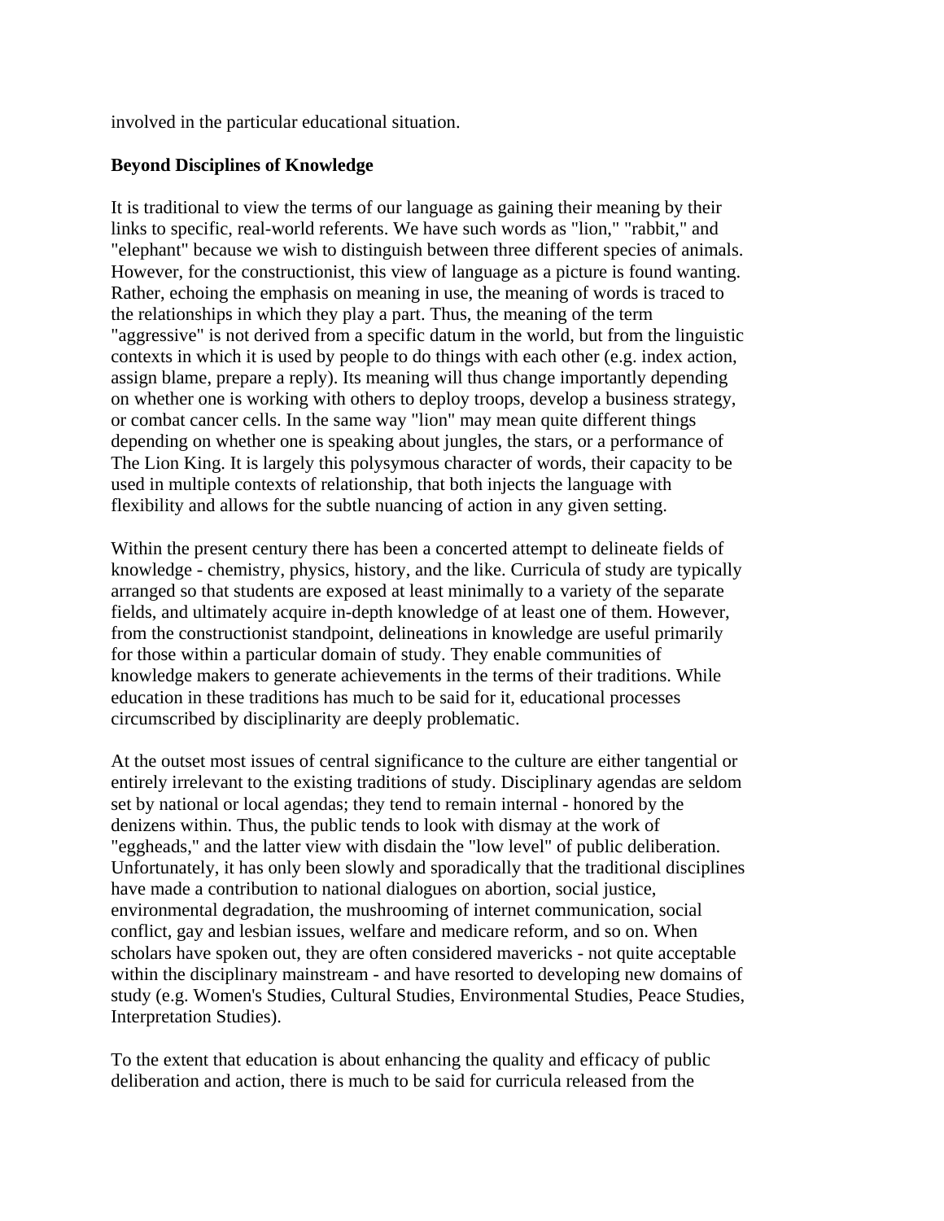involved in the particular educational situation.

**Beyond Disciplines of Knowledge**

It is traditional to view the terms of our language as gaining their meaning by their links to specific, real-world referents. We have such words as "lion," "rabbit," and "elephant" because we wish to distinguish between three different species of animals. However, for the constructionist, this view of language as a picture is found wanting. Rather, echoing the emphasis on meaning in use, the meaning of words is traced to the relationships in which they play a part. Thus, the meaning of the term "aggressive" is not derived from a specific datum in the world, but from the linguistic contexts in which it is used by people to do things with each other (e.g. index action, assign blame, prepare a reply). Its meaning will thus change importantly depending on whether one is working with others to deploy troops, develop a business strategy, or combat cancer cells. In the same way "lion" may mean quite different things depending on whether one is speaking about jungles, the stars, or a performance of The Lion King. It is largely this polysymous character of words, their capacity to be used in multiple contexts of relationship, that both injects the language with flexibility and allows for the subtle nuancing of action in any given setting.

Within the present century there has been a concerted attempt to delineate fields of knowledge - chemistry, physics, history, and the like. Curricula of study are typically arranged so that students are exposed at least minimally to a variety of the separate fields, and ultimately acquire in-depth knowledge of at least one of them. However, from the constructionist standpoint, delineations in knowledge are useful primarily for those within a particular domain of study. They enable communities of knowledge makers to generate achievements in the terms of their traditions. While education in these traditions has much to be said for it, educational processes circumscribed by disciplinarity are deeply problematic.

At the outset most issues of central significance to the culture are either tangential or entirely irrelevant to the existing traditions of study. Disciplinary agendas are seldom set by national or local agendas; they tend to remain internal - honored by the denizens within. Thus, the public tends to look with dismay at the work of "eggheads," and the latter view with disdain the "low level" of public deliberation. Unfortunately, it has only been slowly and sporadically that the traditional disciplines have made a contribution to national dialogues on abortion, social justice, environmental degradation, the mushrooming of internet communication, social conflict, gay and lesbian issues, welfare and medicare reform, and so on. When scholars have spoken out, they are often considered mavericks - not quite acceptable within the disciplinary mainstream - and have resorted to developing new domains of study (e.g. Women's Studies, Cultural Studies, Environmental Studies, Peace Studies, Interpretation Studies).

To the extent that education is about enhancing the quality and efficacy of public deliberation and action, there is much to be said for curricula released from the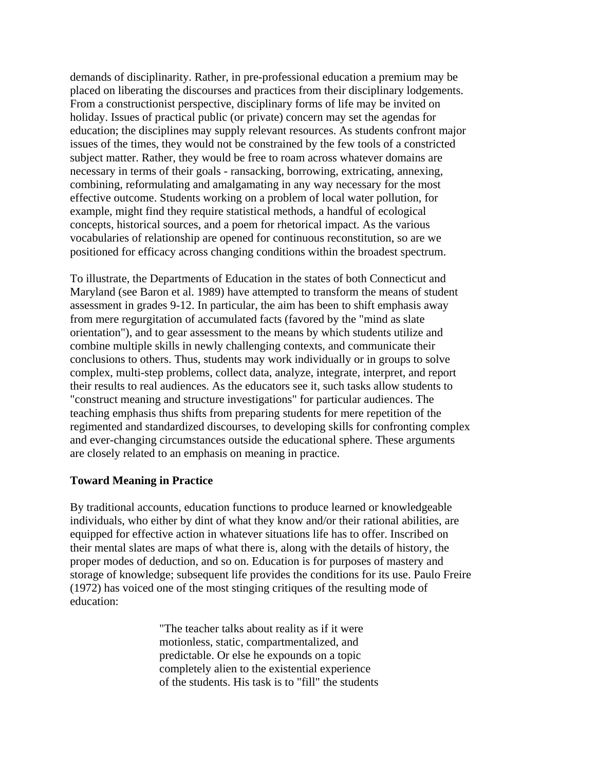demands of disciplinarity. Rather, in pre-professional education a premium may be placed on liberating the discourses and practices from their disciplinary lodgements. From a constructionist perspective, disciplinary forms of life may be invited on holiday. Issues of practical public (or private) concern may set the agendas for education; the disciplines may supply relevant resources. As students confront major issues of the times, they would not be constrained by the few tools of a constricted subject matter. Rather, they would be free to roam across whatever domains are necessary in terms of their goals - ransacking, borrowing, extricating, annexing, combining, reformulating and amalgamating in any way necessary for the most effective outcome. Students working on a problem of local water pollution, for example, might find they require statistical methods, a handful of ecological concepts, historical sources, and a poem for rhetorical impact. As the various vocabularies of relationship are opened for continuous reconstitution, so are we positioned for efficacy across changing conditions within the broadest spectrum.

To illustrate, the Departments of Education in the states of both Connecticut and Maryland (see Baron et al. 1989) have attempted to transform the means of student assessment in grades 9-12. In particular, the aim has been to shift emphasis away from mere regurgitation of accumulated facts (favored by the "mind as slate orientation"), and to gear assessment to the means by which students utilize and combine multiple skills in newly challenging contexts, and communicate their conclusions to others. Thus, students may work individually or in groups to solve complex, multi-step problems, collect data, analyze, integrate, interpret, and report their results to real audiences. As the educators see it, such tasks allow students to "construct meaning and structure investigations" for particular audiences. The teaching emphasis thus shifts from preparing students for mere repetition of the regimented and standardized discourses, to developing skills for confronting complex and ever-changing circumstances outside the educational sphere. These arguments are closely related to an emphasis on meaning in practice.

**Toward Meaning in Practice**

By traditional accounts, education functions to produce learned or knowledgeable individuals, who either by dint of what they know and/or their rational abilities, are equipped for effective action in whatever situations life has to offer. Inscribed on their mental slates are maps of what there is, along with the details of history, the proper modes of deduction, and so on. Education is for purposes of mastery and storage of knowledge; subsequent life provides the conditions for its use. Paulo Freire (1972) has voiced one of the most stinging critiques of the resulting mode of education:

> "The teacher talks about reality as if it were motionless, static, compartmentalized, and predictable. Or else he expounds on a topic completely alien to the existential experience of the students. His task is to "fill" the students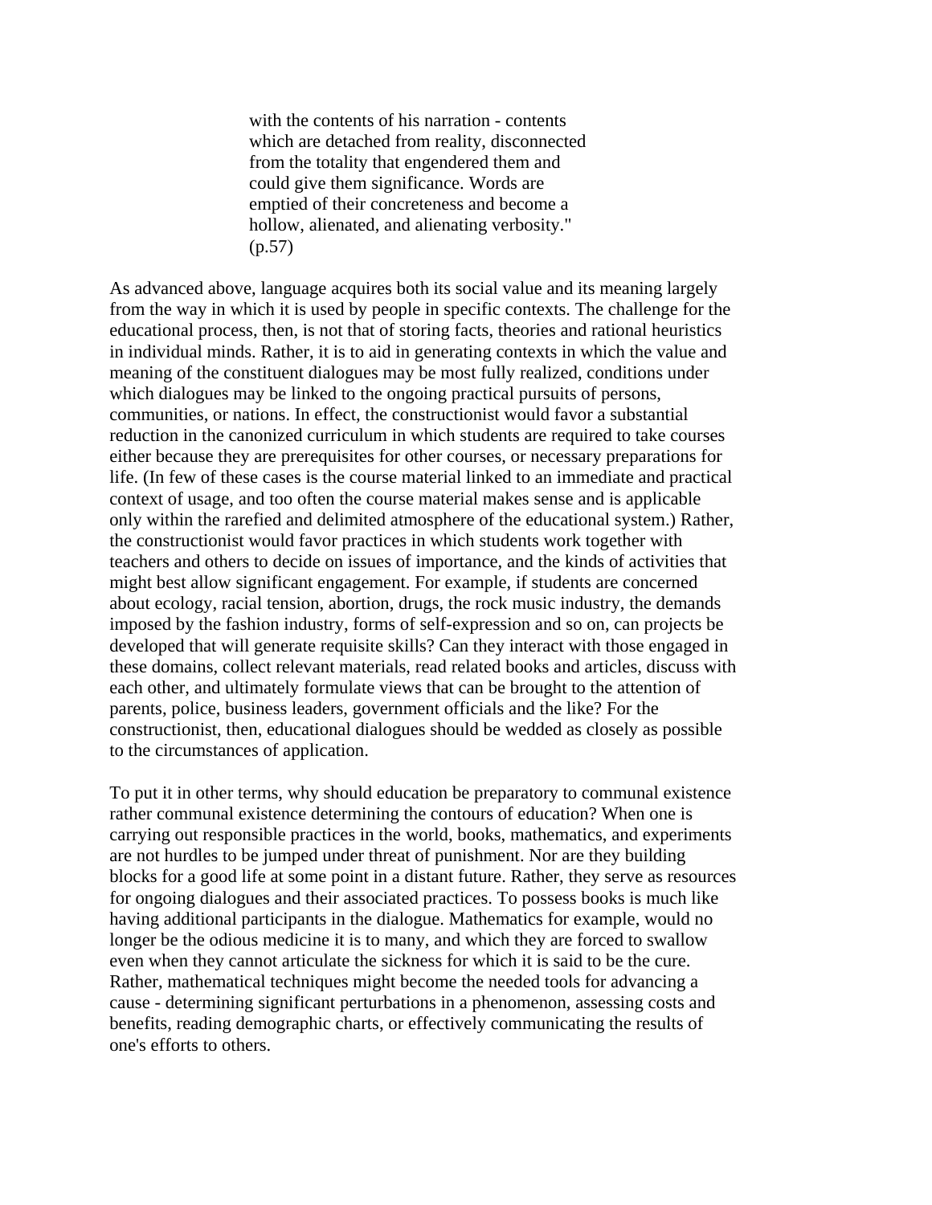> with the contents of his narration - contents which are detached from reality, disconnected from the totality that engendered them and could give them significance. Words are emptied of their concreteness and become a hollow, alienated, and alienating verbosity." (p.57)

As advanced above, language acquires both its social value and its meaning largely from the way in which it is used by people in specific contexts. The challenge for the educational process, then, is not that of storing facts, theories and rational heuristics in individual minds. Rather, it is to aid in generating contexts in which the value and meaning of the constituent dialogues may be most fully realized, conditions under which dialogues may be linked to the ongoing practical pursuits of persons, communities, or nations. In effect, the constructionist would favor a substantial reduction in the canonized curriculum in which students are required to take courses either because they are prerequisites for other courses, or necessary preparations for life. (In few of these cases is the course material linked to an immediate and practical context of usage, and too often the course material makes sense and is applicable only within the rarefied and delimited atmosphere of the educational system.) Rather, the constructionist would favor practices in which students work together with teachers and others to decide on issues of importance, and the kinds of activities that might best allow significant engagement. For example, if students are concerned about ecology, racial tension, abortion, drugs, the rock music industry, the demands imposed by the fashion industry, forms of self-expression and so on, can projects be developed that will generate requisite skills? Can they interact with those engaged in these domains, collect relevant materials, read related books and articles, discuss with each other, and ultimately formulate views that can be brought to the attention of parents, police, business leaders, government officials and the like? For the constructionist, then, educational dialogues should be wedded as closely as possible to the circumstances of application.

To put it in other terms, why should education be preparatory to communal existence rather communal existence determining the contours of education? When one is carrying out responsible practices in the world, books, mathematics, and experiments are not hurdles to be jumped under threat of punishment. Nor are they building blocks for a good life at some point in a distant future. Rather, they serve as resources for ongoing dialogues and their associated practices. To possess books is much like having additional participants in the dialogue. Mathematics for example, would no longer be the odious medicine it is to many, and which they are forced to swallow even when they cannot articulate the sickness for which it is said to be the cure. Rather, mathematical techniques might become the needed tools for advancing a cause - determining significant perturbations in a phenomenon, assessing costs and benefits, reading demographic charts, or effectively communicating the results of one's efforts to others.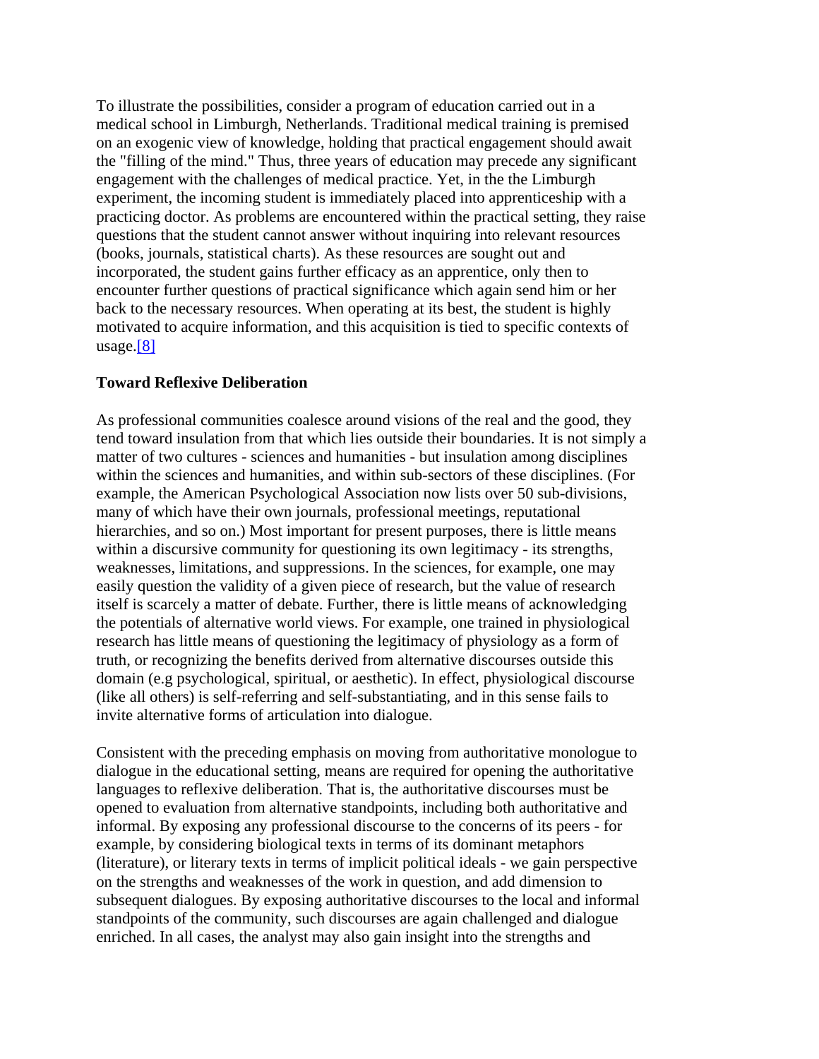To illustrate the possibilities, consider a program of education carried out in a medical school in Limburgh, Netherlands. Traditional medical training is premised on an exogenic view of knowledge, holding that practical engagement should await the "filling of the mind." Thus, three years of education may precede any significant engagement with the challenges of medical practice. Yet, in the the Limburgh experiment, the incoming student is immediately placed into apprenticeship with a practicing doctor. As problems are encountered within the practical setting, they raise questions that the student cannot answer without inquiring into relevant resources (books, journals, statistical charts). As these resources are sought out and incorporated, the student gains further efficacy as an apprentice, only then to encounter further questions of practical significance which again send him or her back to the necessary resources. When operating at its best, the student is highly motivated to acquire information, and this acquisition is tied to specific contexts of usage.[8]

**Toward Reflexive Deliberation**

As professional communities coalesce around visions of the real and the good, they tend toward insulation from that which lies outside their boundaries. It is not simply a matter of two cultures - sciences and humanities - but insulation among disciplines within the sciences and humanities, and within sub-sectors of these disciplines. (For example, the American Psychological Association now lists over 50 sub-divisions, many of which have their own journals, professional meetings, reputational hierarchies, and so on.) Most important for present purposes, there is little means within a discursive community for questioning its own legitimacy - its strengths, weaknesses, limitations, and suppressions. In the sciences, for example, one may easily question the validity of a given piece of research, but the value of research itself is scarcely a matter of debate. Further, there is little means of acknowledging the potentials of alternative world views. For example, one trained in physiological research has little means of questioning the legitimacy of physiology as a form of truth, or recognizing the benefits derived from alternative discourses outside this domain (e.g psychological, spiritual, or aesthetic). In effect, physiological discourse (like all others) is self-referring and self-substantiating, and in this sense fails to invite alternative forms of articulation into dialogue.

Consistent with the preceding emphasis on moving from authoritative monologue to dialogue in the educational setting, means are required for opening the authoritative languages to reflexive deliberation. That is, the authoritative discourses must be opened to evaluation from alternative standpoints, including both authoritative and informal. By exposing any professional discourse to the concerns of its peers - for example, by considering biological texts in terms of its dominant metaphors (literature), or literary texts in terms of implicit political ideals - we gain perspective on the strengths and weaknesses of the work in question, and add dimension to subsequent dialogues. By exposing authoritative discourses to the local and informal standpoints of the community, such discourses are again challenged and dialogue enriched. In all cases, the analyst may also gain insight into the strengths and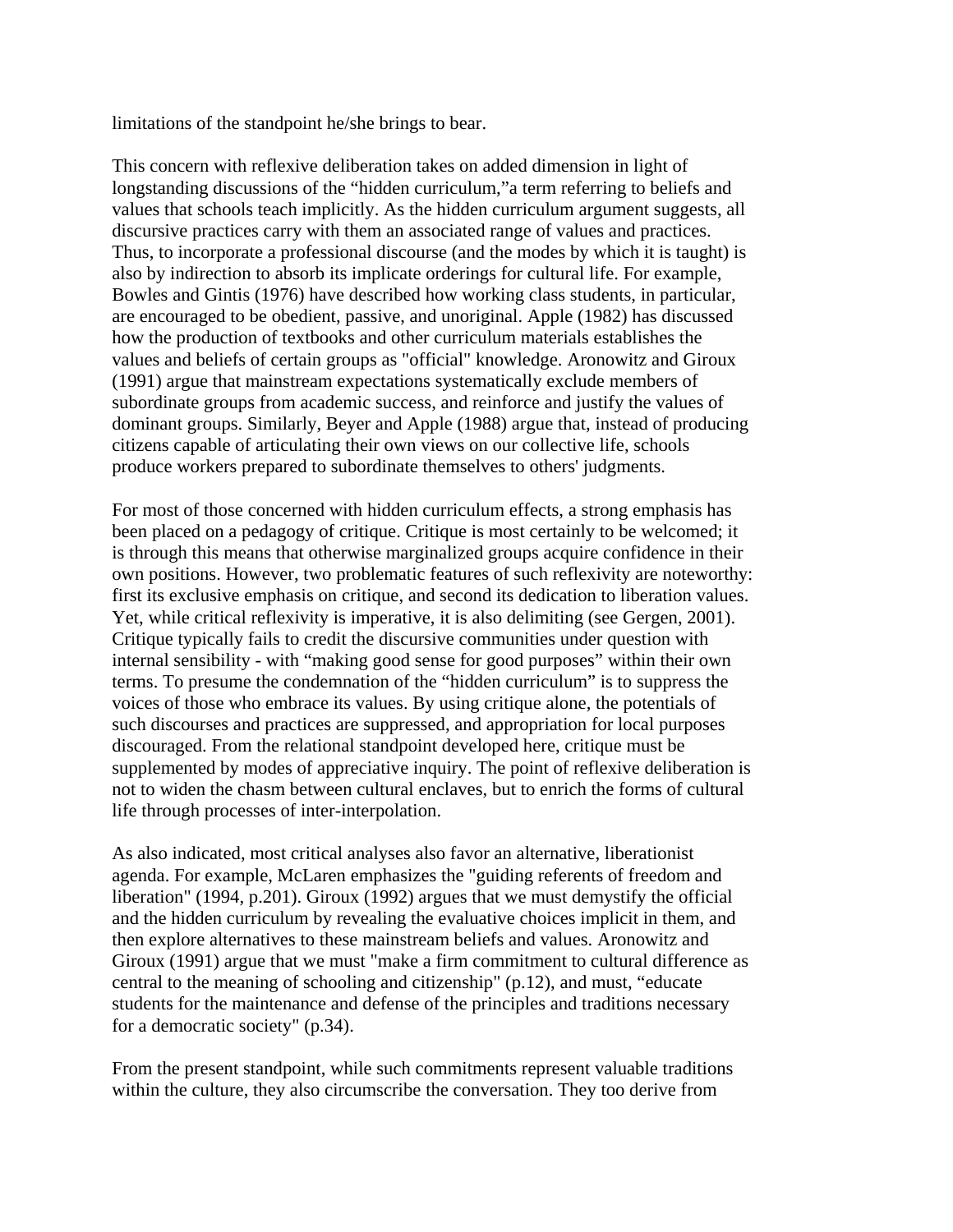limitations of the standpoint he/she brings to bear.

This concern with reflexive deliberation takes on added dimension in light of longstanding discussions of the “hidden curriculum,”a term referring to beliefs and values that schools teach implicitly. As the hidden curriculum argument suggests, all discursive practices carry with them an associated range of values and practices. Thus, to incorporate a professional discourse (and the modes by which it is taught) is also by indirection to absorb its implicate orderings for cultural life. For example, Bowles and Gintis (1976) have described how working class students, in particular, are encouraged to be obedient, passive, and unoriginal. Apple (1982) has discussed how the production of textbooks and other curriculum materials establishes the values and beliefs of certain groups as "official" knowledge. Aronowitz and Giroux (1991) argue that mainstream expectations systematically exclude members of subordinate groups from academic success, and reinforce and justify the values of dominant groups. Similarly, Beyer and Apple (1988) argue that, instead of producing citizens capable of articulating their own views on our collective life, schools produce workers prepared to subordinate themselves to others' judgments.

For most of those concerned with hidden curriculum effects, a strong emphasis has been placed on a pedagogy of critique. Critique is most certainly to be welcomed; it is through this means that otherwise marginalized groups acquire confidence in their own positions. However, two problematic features of such reflexivity are noteworthy: first its exclusive emphasis on critique, and second its dedication to liberation values. Yet, while critical reflexivity is imperative, it is also delimiting (see Gergen, 2001). Critique typically fails to credit the discursive communities under question with internal sensibility - with “making good sense for good purposes” within their own terms. To presume the condemnation of the “hidden curriculum” is to suppress the voices of those who embrace its values. By using critique alone, the potentials of such discourses and practices are suppressed, and appropriation for local purposes discouraged. From the relational standpoint developed here, critique must be supplemented by modes of appreciative inquiry. The point of reflexive deliberation is not to widen the chasm between cultural enclaves, but to enrich the forms of cultural life through processes of inter-interpolation.

As also indicated, most critical analyses also favor an alternative, liberationist agenda. For example, McLaren emphasizes the "guiding referents of freedom and liberation" (1994, p.201). Giroux (1992) argues that we must demystify the official and the hidden curriculum by revealing the evaluative choices implicit in them, and then explore alternatives to these mainstream beliefs and values. Aronowitz and Giroux (1991) argue that we must "make a firm commitment to cultural difference as central to the meaning of schooling and citizenship" (p.12), and must, “educate students for the maintenance and defense of the principles and traditions necessary for a democratic society" (p.34).

From the present standpoint, while such commitments represent valuable traditions within the culture, they also circumscribe the conversation. They too derive from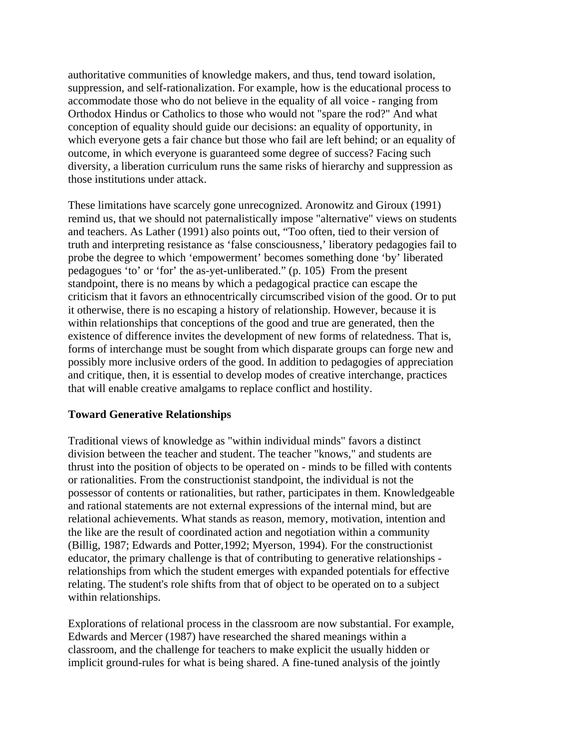authoritative communities of knowledge makers, and thus, tend toward isolation, suppression, and self-rationalization. For example, how is the educational process to accommodate those who do not believe in the equality of all voice - ranging from Orthodox Hindus or Catholics to those who would not "spare the rod?" And what conception of equality should guide our decisions: an equality of opportunity, in which everyone gets a fair chance but those who fail are left behind; or an equality of outcome, in which everyone is guaranteed some degree of success? Facing such diversity, a liberation curriculum runs the same risks of hierarchy and suppression as those institutions under attack.

These limitations have scarcely gone unrecognized. Aronowitz and Giroux (1991) remind us, that we should not paternalistically impose "alternative" views on students and teachers. As Lather (1991) also points out, "Too often, tied to their version of truth and interpreting resistance as 'false consciousness,' liberatory pedagogies fail to probe the degree to which 'empowerment' becomes something done 'by' liberated pedagogues 'to' or 'for' the as-yet-unliberated." (p. 105) From the present standpoint, there is no means by which a pedagogical practice can escape the criticism that it favors an ethnocentrically circumscribed vision of the good. Or to put it otherwise, there is no escaping a history of relationship. However, because it is within relationships that conceptions of the good and true are generated, then the existence of difference invites the development of new forms of relatedness. That is, forms of interchange must be sought from which disparate groups can forge new and possibly more inclusive orders of the good. In addition to pedagogies of appreciation and critique, then, it is essential to develop modes of creative interchange, practices that will enable creative amalgams to replace conflict and hostility.

## Toward Generative Relationships

Traditional views of knowledge as "within individual minds" favors a distinct division between the teacher and student. The teacher "knows," and students are thrust into the position of objects to be operated on - minds to be filled with contents or rationalities. From the constructionist standpoint, the individual is not the possessor of contents or rationalities, but rather, participates in them. Knowledgeable and rational statements are not external expressions of the internal mind, but are relational achievements. What stands as reason, memory, motivation, intention and the like are the result of coordinated action and negotiation within a community (Billig, 1987; Edwards and Potter,1992; Myerson, 1994). For the constructionist educator, the primary challenge is that of contributing to generative relationships - relationships from which the student emerges with expanded potentials for effective relating. The student's role shifts from that of object to be operated on to a subject within relationships.

Explorations of relational process in the classroom are now substantial. For example, Edwards and Mercer (1987) have researched the shared meanings within a classroom, and the challenge for teachers to make explicit the usually hidden or implicit ground-rules for what is being shared. A fine-tuned analysis of the jointly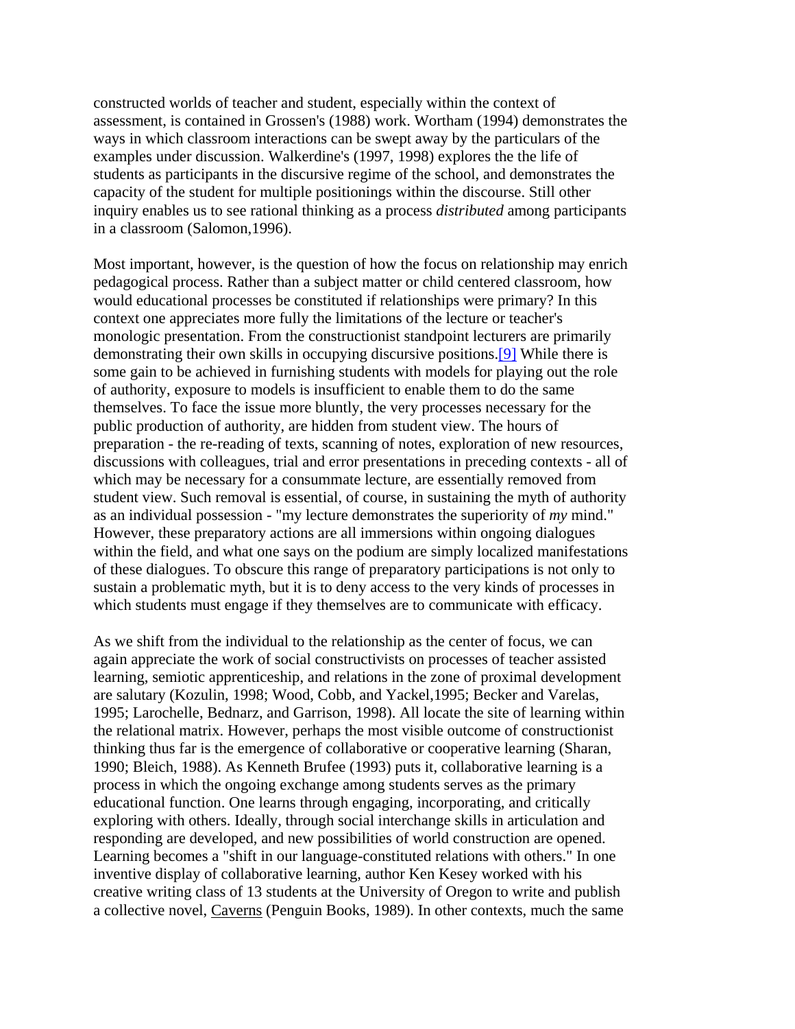constructed worlds of teacher and student, especially within the context of assessment, is contained in Grossen's (1988) work. Wortham (1994) demonstrates the ways in which classroom interactions can be swept away by the particulars of the examples under discussion. Walkerdine's (1997, 1998) explores the the life of students as participants in the discursive regime of the school, and demonstrates the capacity of the student for multiple positionings within the discourse. Still other inquiry enables us to see rational thinking as a process *distributed* among participants in a classroom (Salomon,1996).

Most important, however, is the question of how the focus on relationship may enrich pedagogical process. Rather than a subject matter or child centered classroom, how would educational processes be constituted if relationships were primary? In this context one appreciates more fully the limitations of the lecture or teacher's monologic presentation. From the constructionist standpoint lecturers are primarily demonstrating their own skills in occupying discursive positions.[9] While there is some gain to be achieved in furnishing students with models for playing out the role of authority, exposure to models is insufficient to enable them to do the same themselves. To face the issue more bluntly, the very processes necessary for the public production of authority, are hidden from student view. The hours of preparation - the re-reading of texts, scanning of notes, exploration of new resources, discussions with colleagues, trial and error presentations in preceding contexts - all of which may be necessary for a consummate lecture, are essentially removed from student view. Such removal is essential, of course, in sustaining the myth of authority as an individual possession - "my lecture demonstrates the superiority of *my* mind." However, these preparatory actions are all immersions within ongoing dialogues within the field, and what one says on the podium are simply localized manifestations of these dialogues. To obscure this range of preparatory participations is not only to sustain a problematic myth, but it is to deny access to the very kinds of processes in which students must engage if they themselves are to communicate with efficacy.

As we shift from the individual to the relationship as the center of focus, we can again appreciate the work of social constructivists on processes of teacher assisted learning, semiotic apprenticeship, and relations in the zone of proximal development are salutary (Kozulin, 1998; Wood, Cobb, and Yackel,1995; Becker and Varelas, 1995; Larochelle, Bednarz, and Garrison, 1998). All locate the site of learning within the relational matrix. However, perhaps the most visible outcome of constructionist thinking thus far is the emergence of collaborative or cooperative learning (Sharan, 1990; Bleich, 1988). As Kenneth Brufee (1993) puts it, collaborative learning is a process in which the ongoing exchange among students serves as the primary educational function. One learns through engaging, incorporating, and critically exploring with others. Ideally, through social interchange skills in articulation and responding are developed, and new possibilities of world construction are opened. Learning becomes a "shift in our language-constituted relations with others." In one inventive display of collaborative learning, author Ken Kesey worked with his creative writing class of 13 students at the University of Oregon to write and publish a collective novel, Caverns (Penguin Books, 1989). In other contexts, much the same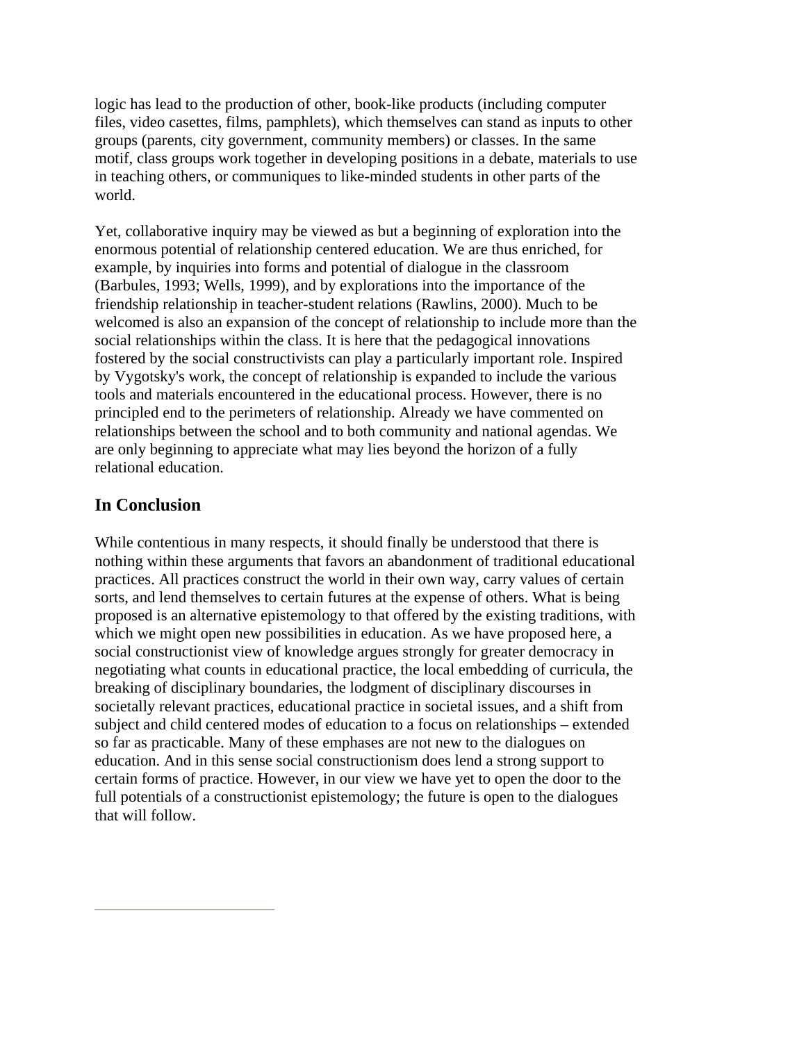logic has lead to the production of other, book-like products (including computer files, video casettes, films, pamphlets), which themselves can stand as inputs to other groups (parents, city government, community members) or classes. In the same motif, class groups work together in developing positions in a debate, materials to use in teaching others, or communiques to like-minded students in other parts of the world.

Yet, collaborative inquiry may be viewed as but a beginning of exploration into the enormous potential of relationship centered education. We are thus enriched, for example, by inquiries into forms and potential of dialogue in the classroom (Barbules, 1993; Wells, 1999), and by explorations into the importance of the friendship relationship in teacher-student relations (Rawlins, 2000). Much to be welcomed is also an expansion of the concept of relationship to include more than the social relationships within the class. It is here that the pedagogical innovations fostered by the social constructivists can play a particularly important role. Inspired by Vygotsky's work, the concept of relationship is expanded to include the various tools and materials encountered in the educational process. However, there is no principled end to the perimeters of relationship. Already we have commented on relationships between the school and to both community and national agendas. We are only beginning to appreciate what may lies beyond the horizon of a fully relational education.

## In Conclusion

While contentious in many respects, it should finally be understood that there is nothing within these arguments that favors an abandonment of traditional educational practices. All practices construct the world in their own way, carry values of certain sorts, and lend themselves to certain futures at the expense of others. What is being proposed is an alternative epistemology to that offered by the existing traditions, with which we might open new possibilities in education. As we have proposed here, a social constructionist view of knowledge argues strongly for greater democracy in negotiating what counts in educational practice, the local embedding of curricula, the breaking of disciplinary boundaries, the lodgment of disciplinary discourses in societally relevant practices, educational practice in societal issues, and a shift from subject and child centered modes of education to a focus on relationships – extended so far as practicable. Many of these emphases are not new to the dialogues on education. And in this sense social constructionism does lend a strong support to certain forms of practice. However, in our view we have yet to open the door to the full potentials of a constructionist epistemology; the future is open to the dialogues that will follow.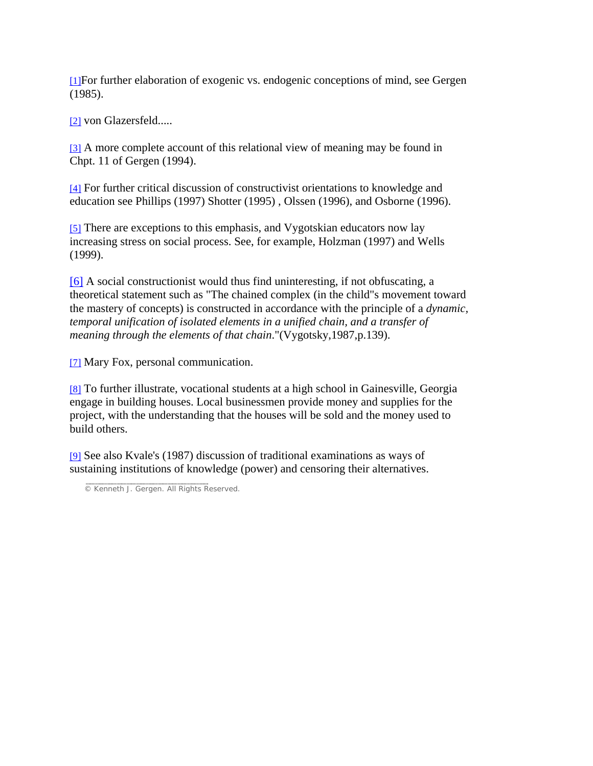[1]For further elaboration of exogenic vs. endogenic conceptions of mind, see Gergen (1985).

[2] von Glazersfeld.....

[3] A more complete account of this relational view of meaning may be found in Chpt. 11 of Gergen (1994).

[4] For further critical discussion of constructivist orientations to knowledge and education see Phillips (1997) Shotter (1995) , Olssen (1996), and Osborne (1996).

[5] There are exceptions to this emphasis, and Vygotskian educators now lay increasing stress on social process. See, for example, Holzman (1997) and Wells (1999).

[6] A social constructionist would thus find uninteresting, if not obfuscating, a theoretical statement such as "The chained complex (in the child"s movement toward the mastery of concepts) is constructed in accordance with the principle of a *dynamic, temporal unification of isolated elements in a unified chain, and a transfer of meaning through the elements of that chain*."(Vygotsky,1987,p.139).

[7] Mary Fox, personal communication.

[8] To further illustrate, vocational students at a high school in Gainesville, Georgia engage in building houses. Local businessmen provide money and supplies for the project, with the understanding that the houses will be sold and the money used to build others.

[9] See also Kvale's (1987) discussion of traditional examinations as ways of sustaining institutions of knowledge (power) and censoring their alternatives.

© Kenneth J. Gergen. All Rights Reserved.